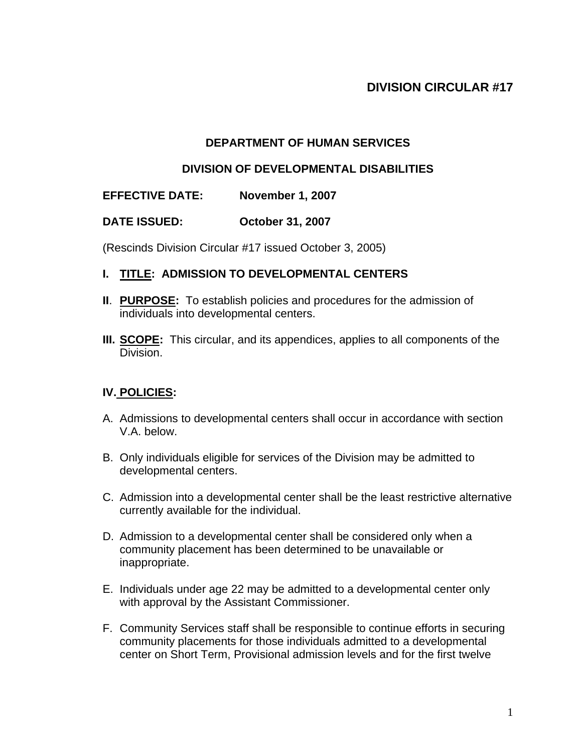# DIVISION CIRCULAR #17

## DEPARTMENT OF HUMAN SERVICES

## DIVISION OF DEVELOPMENTAL DISABILITIES

**EFFECTIVE DATE:** **November 1, 2007**

**DATE ISSUED:** **October 31, 2007**

(Rescinds Division Circular #17 issued October 3, 2005)

**I. TITLE: ADMISSION TO DEVELOPMENTAL CENTERS**

**II. PURPOSE:** To establish policies and procedures for the admission of individuals into developmental centers.

**III. SCOPE:** This circular, and its appendices, applies to all components of the Division.

**IV. POLICIES:**

A. Admissions to developmental centers shall occur in accordance with section V.A. below.

B. Only individuals eligible for services of the Division may be admitted to developmental centers.

C. Admission into a developmental center shall be the least restrictive alternative currently available for the individual.

D. Admission to a developmental center shall be considered only when a community placement has been determined to be unavailable or inappropriate.

E. Individuals under age 22 may be admitted to a developmental center only with approval by the Assistant Commissioner.

F. Community Services staff shall be responsible to continue efforts in securing community placements for those individuals admitted to a developmental center on Short Term, Provisional admission levels and for the first twelve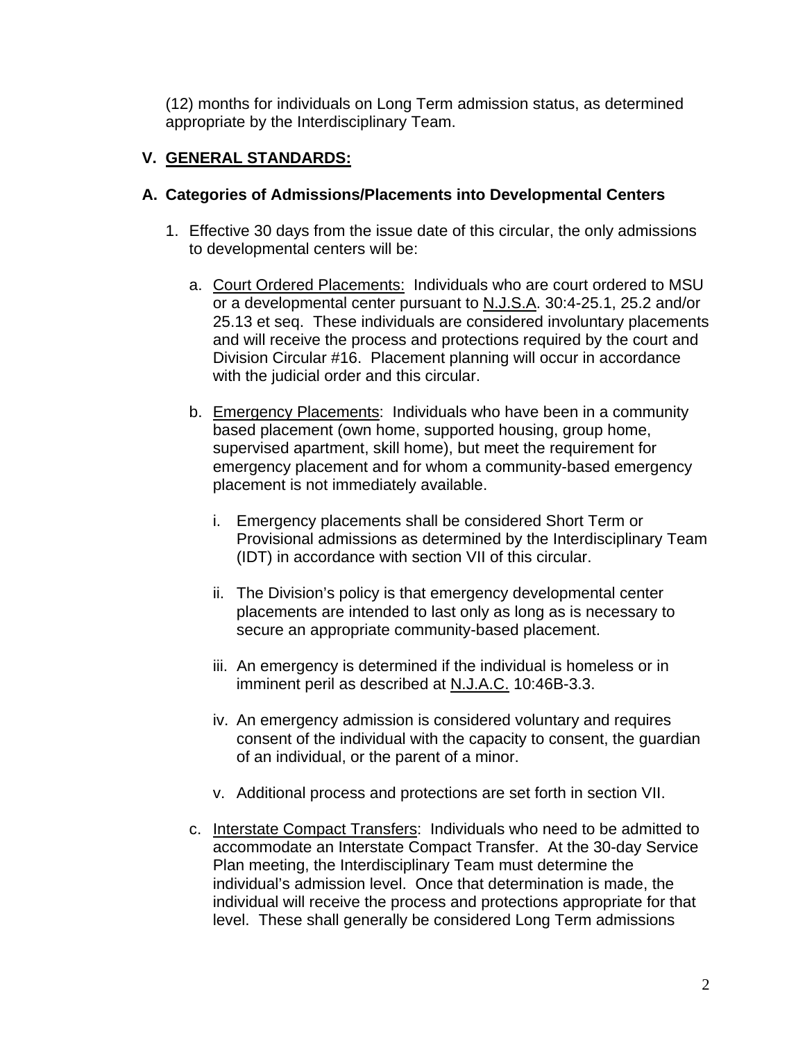(12) months for individuals on Long Term admission status, as determined appropriate by the Interdisciplinary Team.

## V. GENERAL STANDARDS:

### A. Categories of Admissions/Placements into Developmental Centers

1. Effective 30 days from the issue date of this circular, the only admissions to developmental centers will be:

   a. Court Ordered Placements: Individuals who are court ordered to MSU or a developmental center pursuant to N.J.S.A. 30:4-25.1, 25.2 and/or 25.13 et seq. These individuals are considered involuntary placements and will receive the process and protections required by the court and Division Circular #16. Placement planning will occur in accordance with the judicial order and this circular.

   b. Emergency Placements: Individuals who have been in a community based placement (own home, supported housing, group home, supervised apartment, skill home), but meet the requirement for emergency placement and for whom a community-based emergency placement is not immediately available.

      i. Emergency placements shall be considered Short Term or Provisional admissions as determined by the Interdisciplinary Team (IDT) in accordance with section VII of this circular.

      ii. The Division's policy is that emergency developmental center placements are intended to last only as long as is necessary to secure an appropriate community-based placement.

      iii. An emergency is determined if the individual is homeless or in imminent peril as described at N.J.A.C. 10:46B-3.3.

      iv. An emergency admission is considered voluntary and requires consent of the individual with the capacity to consent, the guardian of an individual, or the parent of a minor.

      v. Additional process and protections are set forth in section VII.

   c. Interstate Compact Transfers: Individuals who need to be admitted to accommodate an Interstate Compact Transfer. At the 30-day Service Plan meeting, the Interdisciplinary Team must determine the individual's admission level. Once that determination is made, the individual will receive the process and protections appropriate for that level. These shall generally be considered Long Term admissions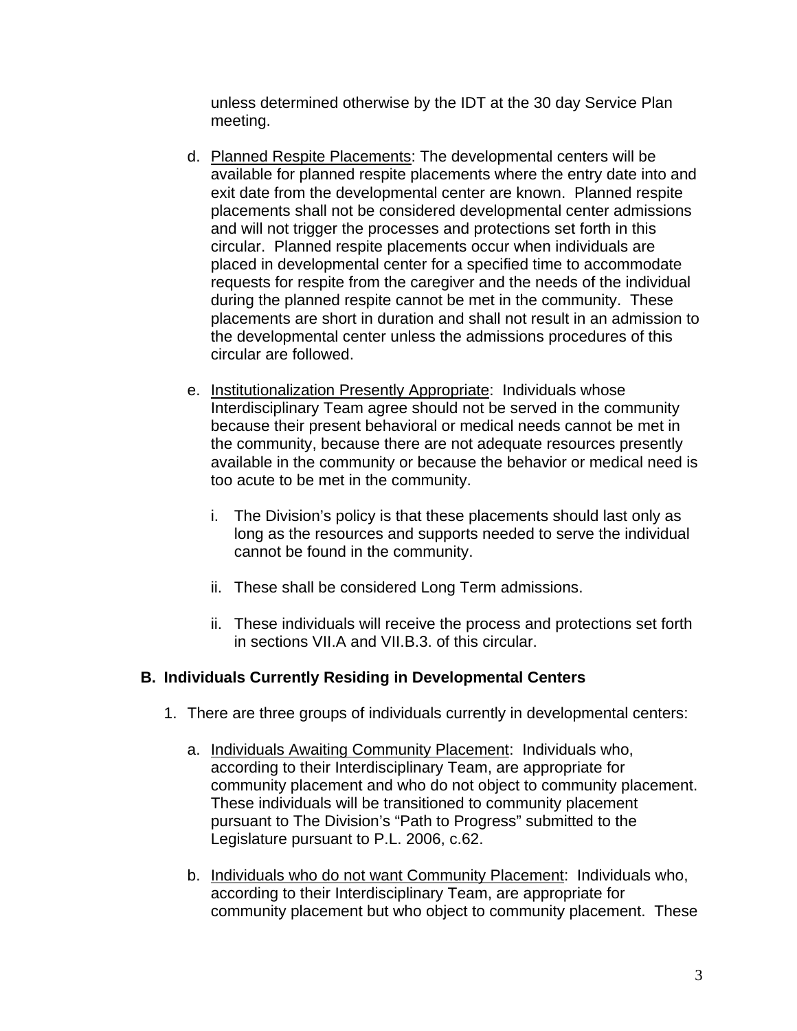unless determined otherwise by the IDT at the 30 day Service Plan meeting.

d. Planned Respite Placements: The developmental centers will be available for planned respite placements where the entry date into and exit date from the developmental center are known. Planned respite placements shall not be considered developmental center admissions and will not trigger the processes and protections set forth in this circular. Planned respite placements occur when individuals are placed in developmental center for a specified time to accommodate requests for respite from the caregiver and the needs of the individual during the planned respite cannot be met in the community. These placements are short in duration and shall not result in an admission to the developmental center unless the admissions procedures of this circular are followed.

e. Institutionalization Presently Appropriate: Individuals whose Interdisciplinary Team agree should not be served in the community because their present behavioral or medical needs cannot be met in the community, because there are not adequate resources presently available in the community or because the behavior or medical need is too acute to be met in the community.

   i. The Division's policy is that these placements should last only as long as the resources and supports needed to serve the individual cannot be found in the community.

   ii. These shall be considered Long Term admissions.

   ii. These individuals will receive the process and protections set forth in sections VII.A and VII.B.3. of this circular.

**B. Individuals Currently Residing in Developmental Centers**

1. There are three groups of individuals currently in developmental centers:

   a. Individuals Awaiting Community Placement: Individuals who, according to their Interdisciplinary Team, are appropriate for community placement and who do not object to community placement. These individuals will be transitioned to community placement pursuant to The Division's "Path to Progress" submitted to the Legislature pursuant to P.L. 2006, c.62.

   b. Individuals who do not want Community Placement: Individuals who, according to their Interdisciplinary Team, are appropriate for community placement but who object to community placement. These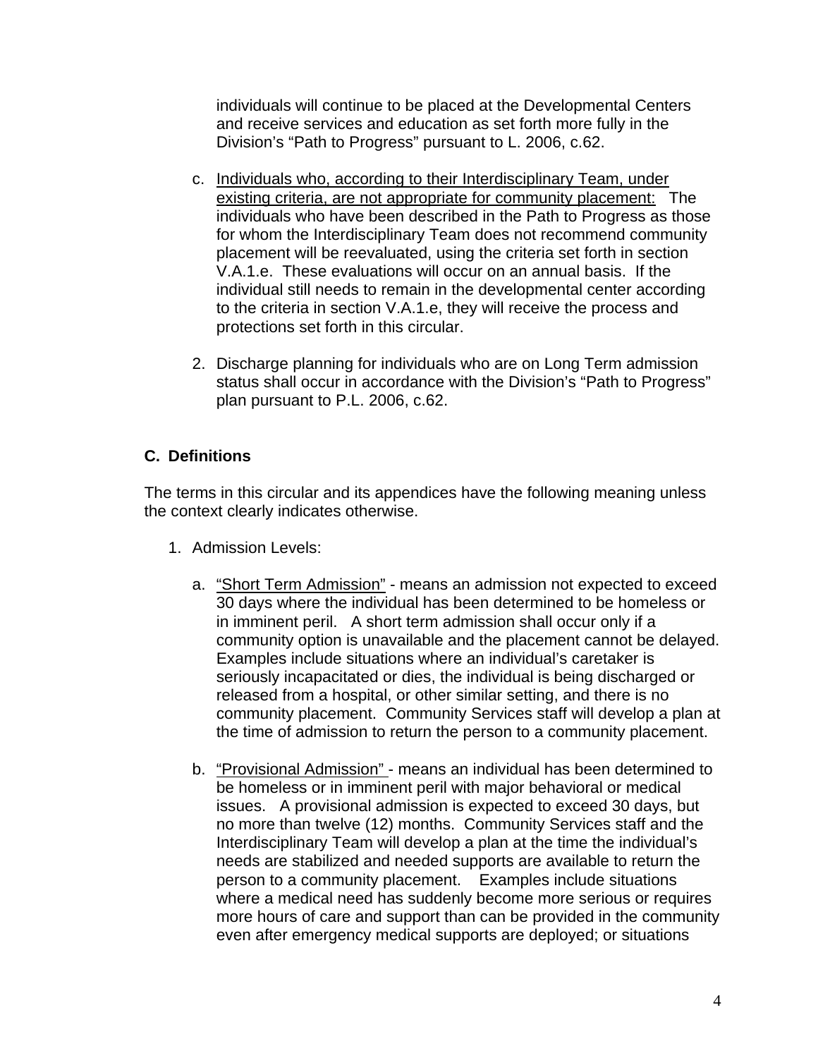individuals will continue to be placed at the Developmental Centers and receive services and education as set forth more fully in the Division's "Path to Progress" pursuant to L. 2006, c.62.

c. Individuals who, according to their Interdisciplinary Team, under existing criteria, are not appropriate for community placement: The individuals who have been described in the Path to Progress as those for whom the Interdisciplinary Team does not recommend community placement will be reevaluated, using the criteria set forth in section V.A.1.e. These evaluations will occur on an annual basis. If the individual still needs to remain in the developmental center according to the criteria in section V.A.1.e, they will receive the process and protections set forth in this circular.

2. Discharge planning for individuals who are on Long Term admission status shall occur in accordance with the Division's "Path to Progress" plan pursuant to P.L. 2006, c.62.

**C. Definitions**

The terms in this circular and its appendices have the following meaning unless the context clearly indicates otherwise.

1. Admission Levels:

   a. "Short Term Admission" - means an admission not expected to exceed 30 days where the individual has been determined to be homeless or in imminent peril. A short term admission shall occur only if a community option is unavailable and the placement cannot be delayed. Examples include situations where an individual's caretaker is seriously incapacitated or dies, the individual is being discharged or released from a hospital, or other similar setting, and there is no community placement. Community Services staff will develop a plan at the time of admission to return the person to a community placement.

   b. "Provisional Admission" - means an individual has been determined to be homeless or in imminent peril with major behavioral or medical issues. A provisional admission is expected to exceed 30 days, but no more than twelve (12) months. Community Services staff and the Interdisciplinary Team will develop a plan at the time the individual's needs are stabilized and needed supports are available to return the person to a community placement. Examples include situations where a medical need has suddenly become more serious or requires more hours of care and support than can be provided in the community even after emergency medical supports are deployed; or situations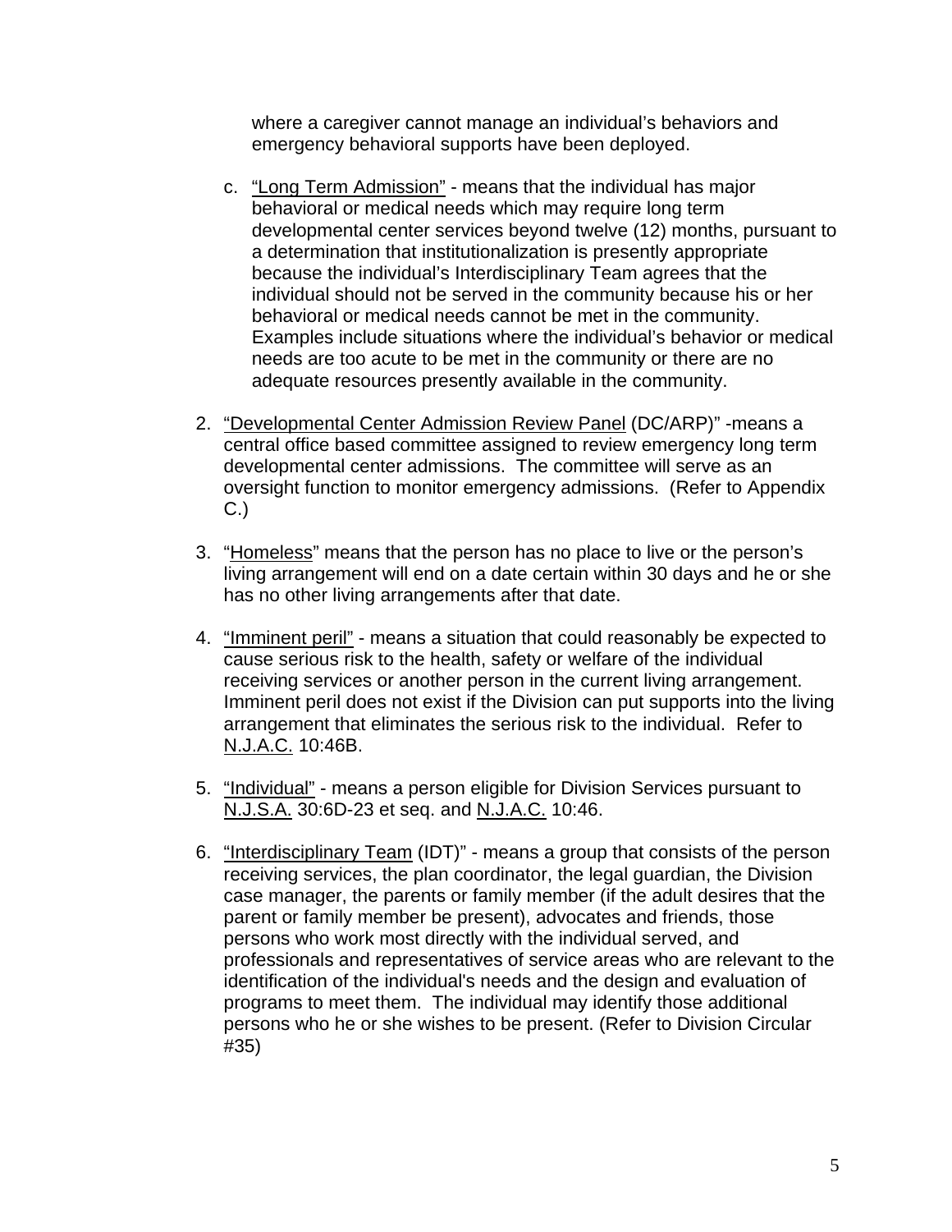where a caregiver cannot manage an individual's behaviors and emergency behavioral supports have been deployed.

c. "Long Term Admission" - means that the individual has major behavioral or medical needs which may require long term developmental center services beyond twelve (12) months, pursuant to a determination that institutionalization is presently appropriate because the individual's Interdisciplinary Team agrees that the individual should not be served in the community because his or her behavioral or medical needs cannot be met in the community. Examples include situations where the individual's behavior or medical needs are too acute to be met in the community or there are no adequate resources presently available in the community.

2. "Developmental Center Admission Review Panel (DC/ARP)" -means a central office based committee assigned to review emergency long term developmental center admissions. The committee will serve as an oversight function to monitor emergency admissions. (Refer to Appendix C.)

3. "Homeless" means that the person has no place to live or the person's living arrangement will end on a date certain within 30 days and he or she has no other living arrangements after that date.

4. "Imminent peril" - means a situation that could reasonably be expected to cause serious risk to the health, safety or welfare of the individual receiving services or another person in the current living arrangement. Imminent peril does not exist if the Division can put supports into the living arrangement that eliminates the serious risk to the individual. Refer to N.J.A.C. 10:46B.

5. "Individual" - means a person eligible for Division Services pursuant to N.J.S.A. 30:6D-23 et seq. and N.J.A.C. 10:46.

6. "Interdisciplinary Team (IDT)" - means a group that consists of the person receiving services, the plan coordinator, the legal guardian, the Division case manager, the parents or family member (if the adult desires that the parent or family member be present), advocates and friends, those persons who work most directly with the individual served, and professionals and representatives of service areas who are relevant to the identification of the individual's needs and the design and evaluation of programs to meet them. The individual may identify those additional persons who he or she wishes to be present. (Refer to Division Circular #35)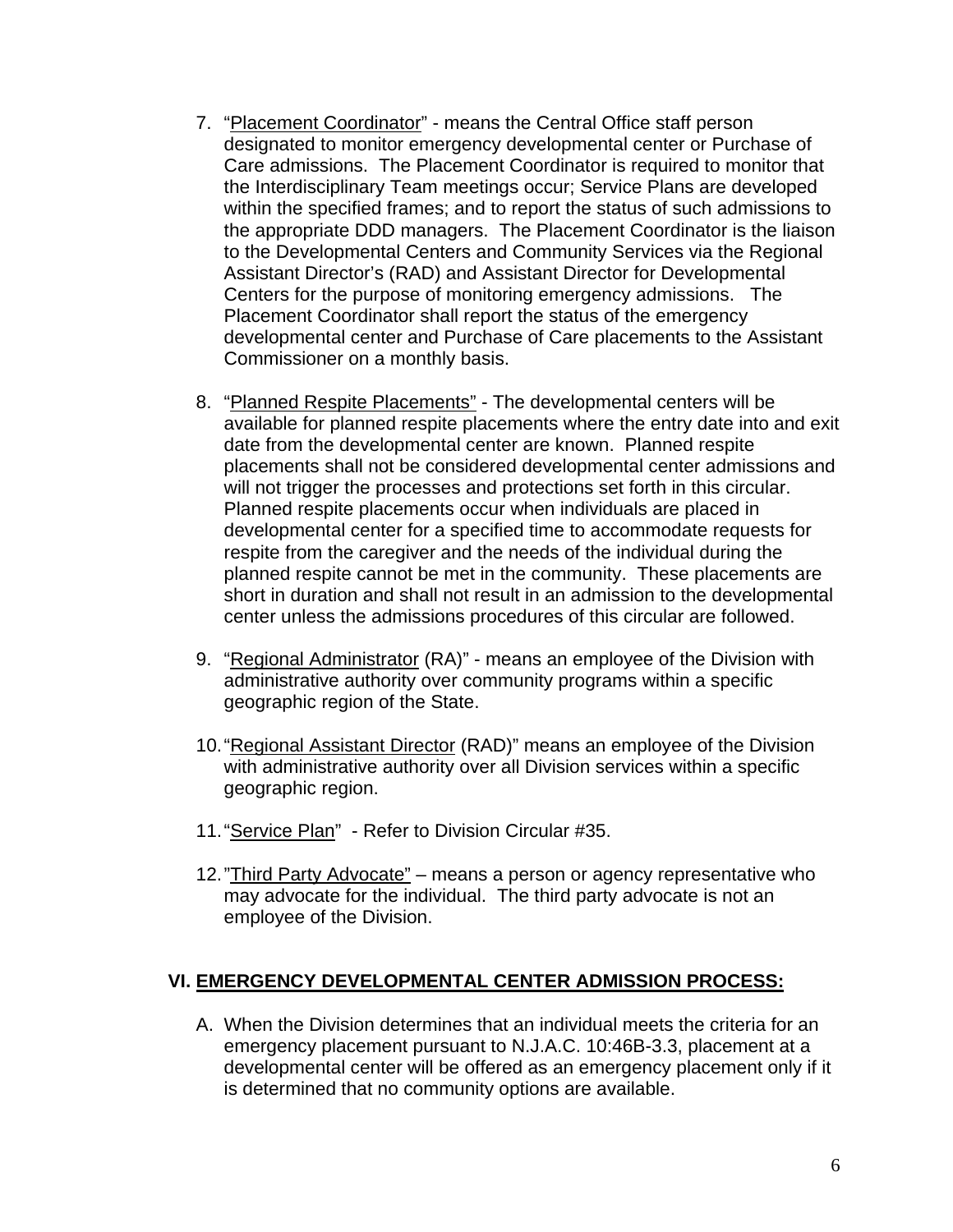7. "Placement Coordinator" - means the Central Office staff person designated to monitor emergency developmental center or Purchase of Care admissions. The Placement Coordinator is required to monitor that the Interdisciplinary Team meetings occur; Service Plans are developed within the specified frames; and to report the status of such admissions to the appropriate DDD managers. The Placement Coordinator is the liaison to the Developmental Centers and Community Services via the Regional Assistant Director's (RAD) and Assistant Director for Developmental Centers for the purpose of monitoring emergency admissions. The Placement Coordinator shall report the status of the emergency developmental center and Purchase of Care placements to the Assistant Commissioner on a monthly basis.

8. "Planned Respite Placements" - The developmental centers will be available for planned respite placements where the entry date into and exit date from the developmental center are known. Planned respite placements shall not be considered developmental center admissions and will not trigger the processes and protections set forth in this circular. Planned respite placements occur when individuals are placed in developmental center for a specified time to accommodate requests for respite from the caregiver and the needs of the individual during the planned respite cannot be met in the community. These placements are short in duration and shall not result in an admission to the developmental center unless the admissions procedures of this circular are followed.

9. "Regional Administrator (RA)" - means an employee of the Division with administrative authority over community programs within a specific geographic region of the State.

10. "Regional Assistant Director (RAD)" means an employee of the Division with administrative authority over all Division services within a specific geographic region.

11. "Service Plan" - Refer to Division Circular #35.

12. "Third Party Advocate" – means a person or agency representative who may advocate for the individual. The third party advocate is not an employee of the Division.

## VI. EMERGENCY DEVELOPMENTAL CENTER ADMISSION PROCESS:

A. When the Division determines that an individual meets the criteria for an emergency placement pursuant to N.J.A.C. 10:46B-3.3, placement at a developmental center will be offered as an emergency placement only if it is determined that no community options are available.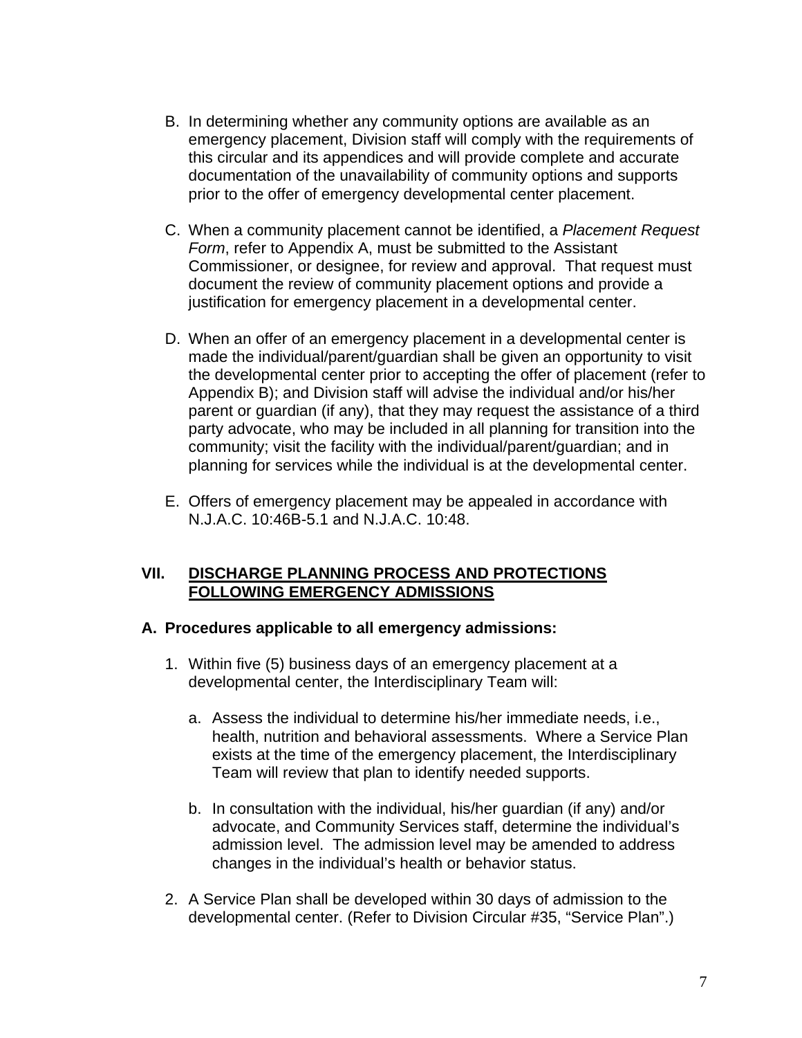B. In determining whether any community options are available as an emergency placement, Division staff will comply with the requirements of this circular and its appendices and will provide complete and accurate documentation of the unavailability of community options and supports prior to the offer of emergency developmental center placement.

C. When a community placement cannot be identified, a *Placement Request Form*, refer to Appendix A, must be submitted to the Assistant Commissioner, or designee, for review and approval. That request must document the review of community placement options and provide a justification for emergency placement in a developmental center.

D. When an offer of an emergency placement in a developmental center is made the individual/parent/guardian shall be given an opportunity to visit the developmental center prior to accepting the offer of placement (refer to Appendix B); and Division staff will advise the individual and/or his/her parent or guardian (if any), that they may request the assistance of a third party advocate, who may be included in all planning for transition into the community; visit the facility with the individual/parent/guardian; and in planning for services while the individual is at the developmental center.

E. Offers of emergency placement may be appealed in accordance with N.J.A.C. 10:46B-5.1 and N.J.A.C. 10:48.

## VII. <u>DISCHARGE PLANNING PROCESS AND PROTECTIONS FOLLOWING EMERGENCY ADMISSIONS</u>

### A. Procedures applicable to all emergency admissions:

1. Within five (5) business days of an emergency placement at a developmental center, the Interdisciplinary Team will:

   a. Assess the individual to determine his/her immediate needs, i.e., health, nutrition and behavioral assessments. Where a Service Plan exists at the time of the emergency placement, the Interdisciplinary Team will review that plan to identify needed supports.

   b. In consultation with the individual, his/her guardian (if any) and/or advocate, and Community Services staff, determine the individual's admission level. The admission level may be amended to address changes in the individual's health or behavior status.

2. A Service Plan shall be developed within 30 days of admission to the developmental center. (Refer to Division Circular #35, "Service Plan".)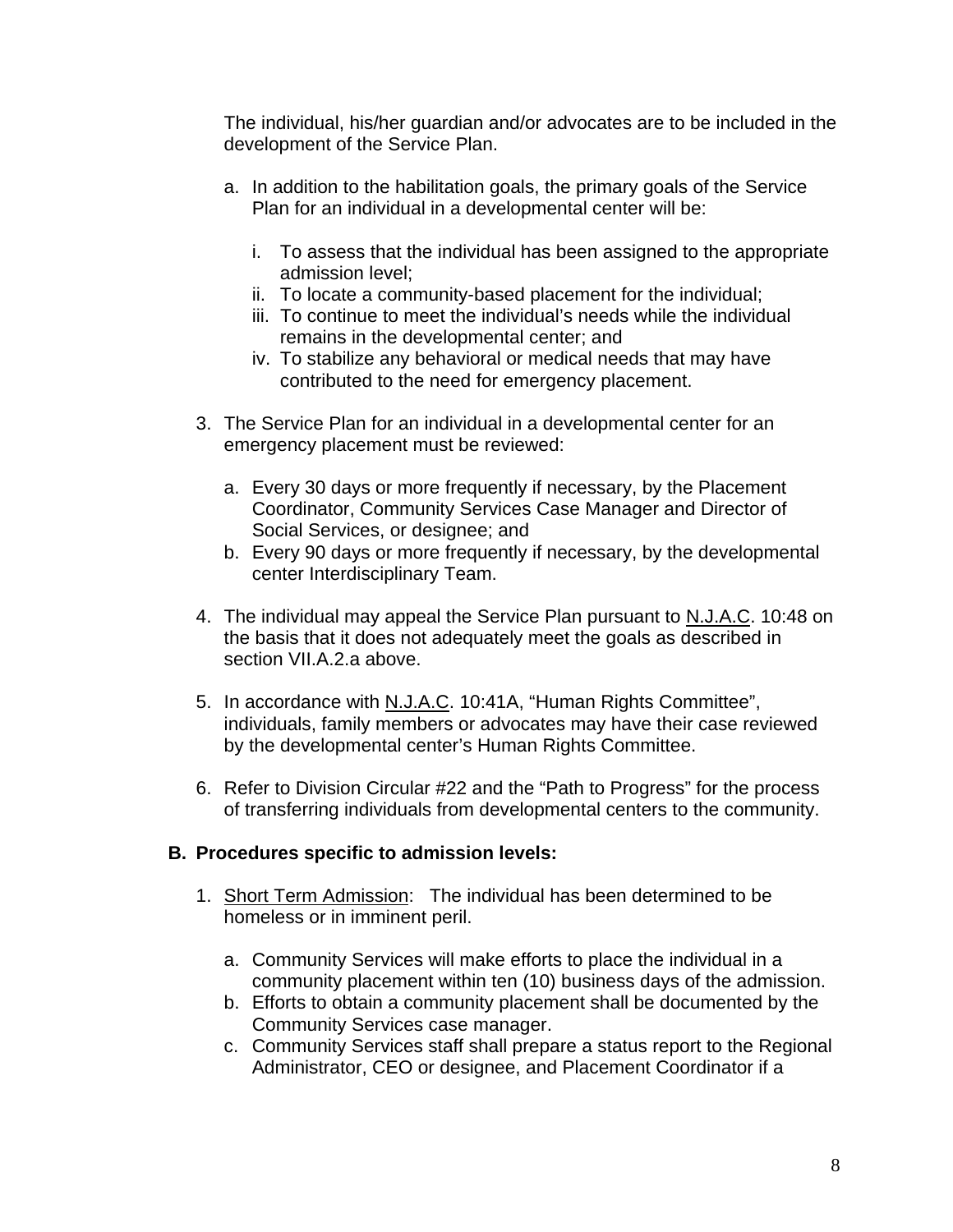The individual, his/her guardian and/or advocates are to be included in the development of the Service Plan.

a. In addition to the habilitation goals, the primary goals of the Service Plan for an individual in a developmental center will be:

   i. To assess that the individual has been assigned to the appropriate admission level;
   ii. To locate a community-based placement for the individual;
   iii. To continue to meet the individual's needs while the individual remains in the developmental center; and
   iv. To stabilize any behavioral or medical needs that may have contributed to the need for emergency placement.

3. The Service Plan for an individual in a developmental center for an emergency placement must be reviewed:

   a. Every 30 days or more frequently if necessary, by the Placement Coordinator, Community Services Case Manager and Director of Social Services, or designee; and
   b. Every 90 days or more frequently if necessary, by the developmental center Interdisciplinary Team.

4. The individual may appeal the Service Plan pursuant to N.J.A.C. 10:48 on the basis that it does not adequately meet the goals as described in section VII.A.2.a above.

5. In accordance with N.J.A.C. 10:41A, "Human Rights Committee", individuals, family members or advocates may have their case reviewed by the developmental center's Human Rights Committee.

6. Refer to Division Circular #22 and the "Path to Progress" for the process of transferring individuals from developmental centers to the community.

**B. Procedures specific to admission levels:**

1. Short Term Admission: The individual has been determined to be homeless or in imminent peril.

   a. Community Services will make efforts to place the individual in a community placement within ten (10) business days of the admission.
   b. Efforts to obtain a community placement shall be documented by the Community Services case manager.
   c. Community Services staff shall prepare a status report to the Regional Administrator, CEO or designee, and Placement Coordinator if a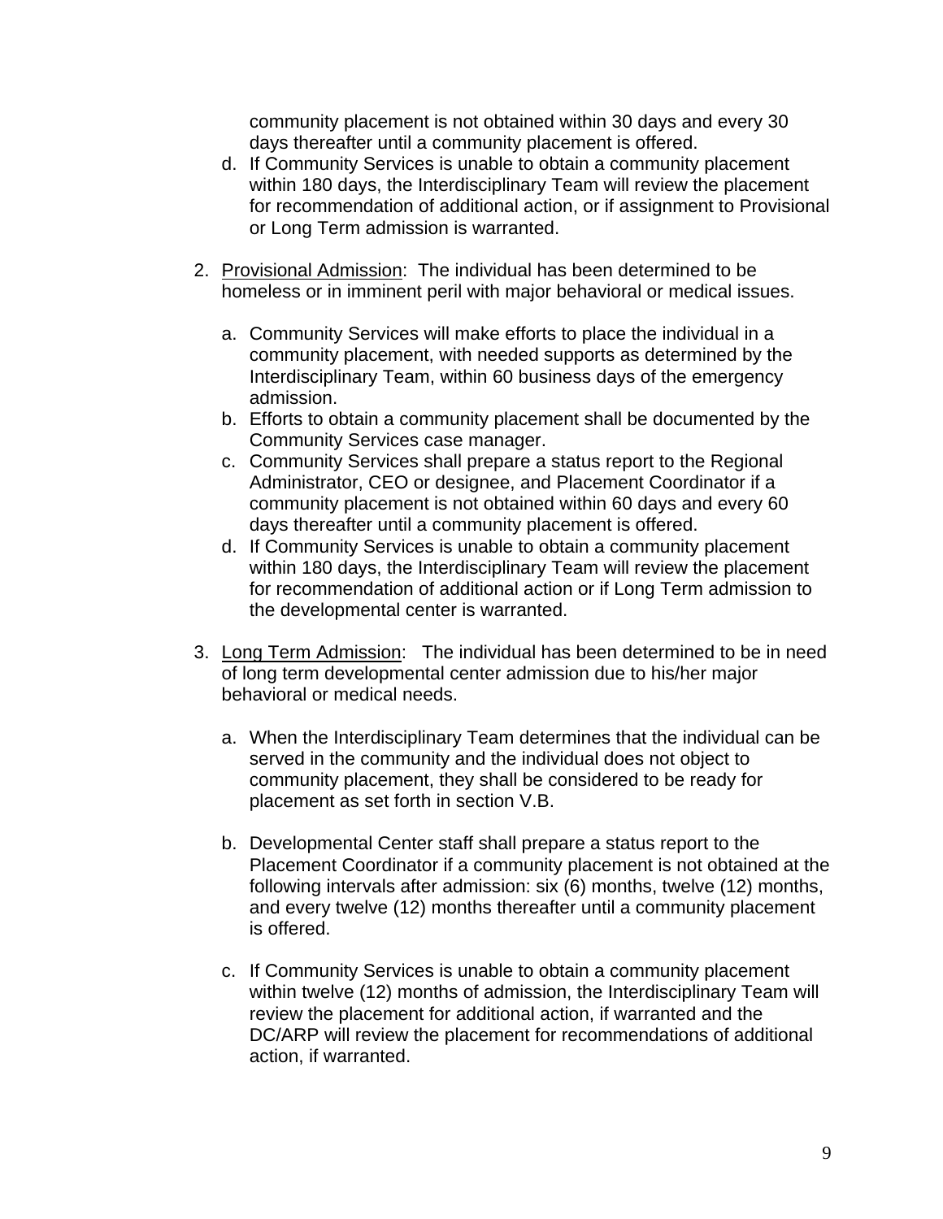community placement is not obtained within 30 days and every 30 days thereafter until a community placement is offered.

d. If Community Services is unable to obtain a community placement within 180 days, the Interdisciplinary Team will review the placement for recommendation of additional action, or if assignment to Provisional or Long Term admission is warranted.

2. <u>Provisional Admission</u>: The individual has been determined to be homeless or in imminent peril with major behavioral or medical issues.

   a. Community Services will make efforts to place the individual in a community placement, with needed supports as determined by the Interdisciplinary Team, within 60 business days of the emergency admission.
   b. Efforts to obtain a community placement shall be documented by the Community Services case manager.
   c. Community Services shall prepare a status report to the Regional Administrator, CEO or designee, and Placement Coordinator if a community placement is not obtained within 60 days and every 60 days thereafter until a community placement is offered.
   d. If Community Services is unable to obtain a community placement within 180 days, the Interdisciplinary Team will review the placement for recommendation of additional action or if Long Term admission to the developmental center is warranted.

3. <u>Long Term Admission</u>: The individual has been determined to be in need of long term developmental center admission due to his/her major behavioral or medical needs.

   a. When the Interdisciplinary Team determines that the individual can be served in the community and the individual does not object to community placement, they shall be considered to be ready for placement as set forth in section V.B.

   b. Developmental Center staff shall prepare a status report to the Placement Coordinator if a community placement is not obtained at the following intervals after admission: six (6) months, twelve (12) months, and every twelve (12) months thereafter until a community placement is offered.

   c. If Community Services is unable to obtain a community placement within twelve (12) months of admission, the Interdisciplinary Team will review the placement for additional action, if warranted and the DC/ARP will review the placement for recommendations of additional action, if warranted.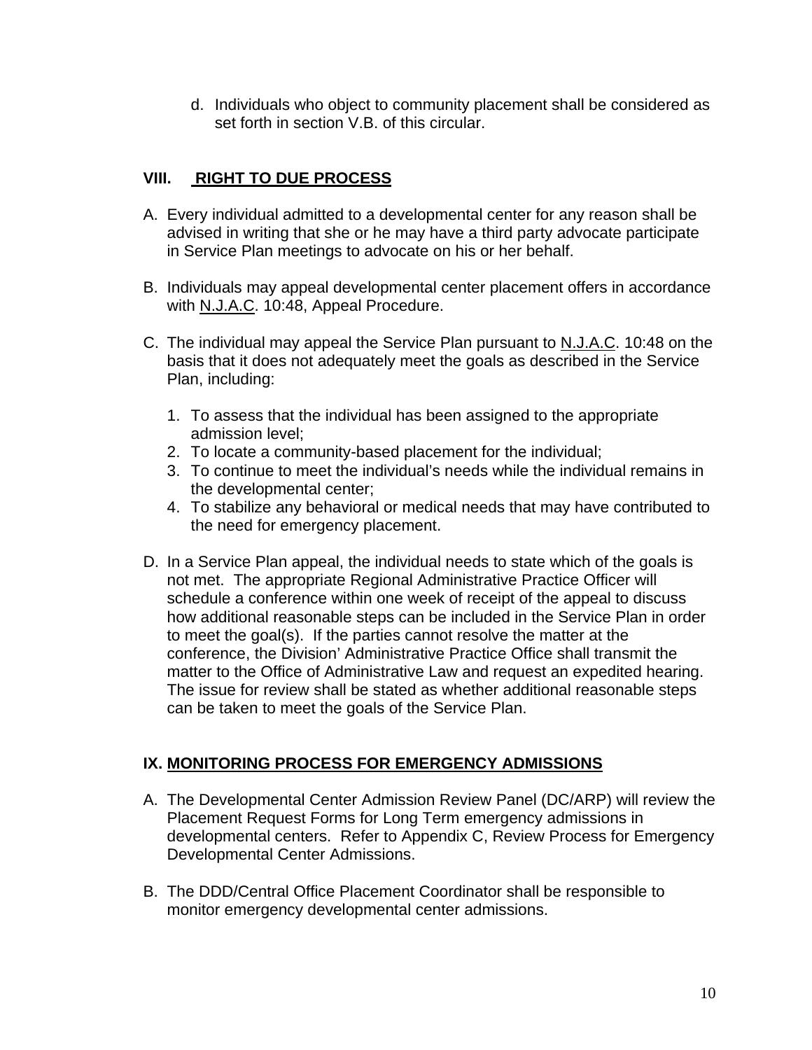d. Individuals who object to community placement shall be considered as set forth in section V.B. of this circular.

## VIII. RIGHT TO DUE PROCESS

A. Every individual admitted to a developmental center for any reason shall be advised in writing that she or he may have a third party advocate participate in Service Plan meetings to advocate on his or her behalf.

B. Individuals may appeal developmental center placement offers in accordance with N.J.A.C. 10:48, Appeal Procedure.

C. The individual may appeal the Service Plan pursuant to N.J.A.C. 10:48 on the basis that it does not adequately meet the goals as described in the Service Plan, including:

   1. To assess that the individual has been assigned to the appropriate admission level;
   2. To locate a community-based placement for the individual;
   3. To continue to meet the individual's needs while the individual remains in the developmental center;
   4. To stabilize any behavioral or medical needs that may have contributed to the need for emergency placement.

D. In a Service Plan appeal, the individual needs to state which of the goals is not met. The appropriate Regional Administrative Practice Officer will schedule a conference within one week of receipt of the appeal to discuss how additional reasonable steps can be included in the Service Plan in order to meet the goal(s). If the parties cannot resolve the matter at the conference, the Division' Administrative Practice Office shall transmit the matter to the Office of Administrative Law and request an expedited hearing. The issue for review shall be stated as whether additional reasonable steps can be taken to meet the goals of the Service Plan.

## IX. MONITORING PROCESS FOR EMERGENCY ADMISSIONS

A. The Developmental Center Admission Review Panel (DC/ARP) will review the Placement Request Forms for Long Term emergency admissions in developmental centers. Refer to Appendix C, Review Process for Emergency Developmental Center Admissions.

B. The DDD/Central Office Placement Coordinator shall be responsible to monitor emergency developmental center admissions.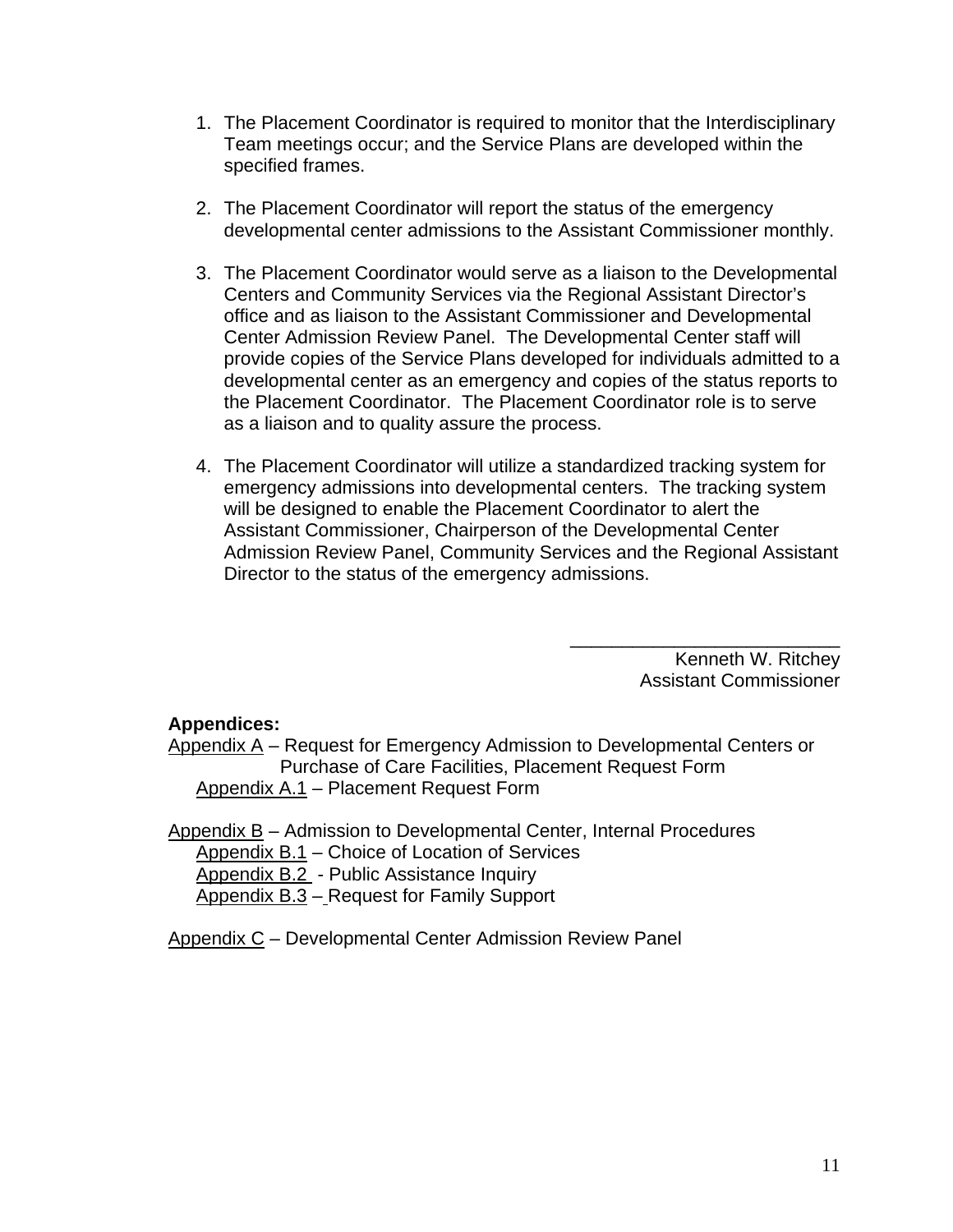1. The Placement Coordinator is required to monitor that the Interdisciplinary Team meetings occur; and the Service Plans are developed within the specified frames.

2. The Placement Coordinator will report the status of the emergency developmental center admissions to the Assistant Commissioner monthly.

3. The Placement Coordinator would serve as a liaison to the Developmental Centers and Community Services via the Regional Assistant Director's office and as liaison to the Assistant Commissioner and Developmental Center Admission Review Panel. The Developmental Center staff will provide copies of the Service Plans developed for individuals admitted to a developmental center as an emergency and copies of the status reports to the Placement Coordinator. The Placement Coordinator role is to serve as a liaison and to quality assure the process.

4. The Placement Coordinator will utilize a standardized tracking system for emergency admissions into developmental centers. The tracking system will be designed to enable the Placement Coordinator to alert the Assistant Commissioner, Chairperson of the Developmental Center Admission Review Panel, Community Services and the Regional Assistant Director to the status of the emergency admissions.

___________________________

Kenneth W. Ritchey
Assistant Commissioner

**Appendices:**

Appendix A – Request for Emergency Admission to Developmental Centers or Purchase of Care Facilities, Placement Request Form
- Appendix A.1 – Placement Request Form

Appendix B – Admission to Developmental Center, Internal Procedures
- Appendix B.1 – Choice of Location of Services
- Appendix B.2 - Public Assistance Inquiry
- Appendix B.3 – Request for Family Support

Appendix C – Developmental Center Admission Review Panel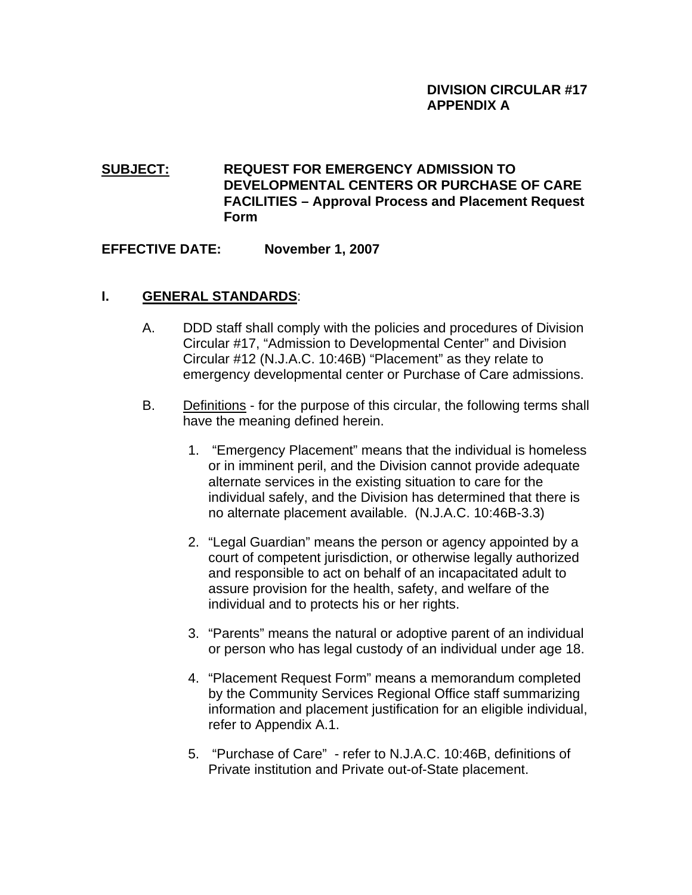**DIVISION CIRCULAR #17**
**APPENDIX A**

**SUBJECT:** **REQUEST FOR EMERGENCY ADMISSION TO DEVELOPMENTAL CENTERS OR PURCHASE OF CARE FACILITIES – Approval Process and Placement Request Form**

**EFFECTIVE DATE:** **November 1, 2007**

## I. GENERAL STANDARDS:

A. DDD staff shall comply with the policies and procedures of Division Circular #17, "Admission to Developmental Center" and Division Circular #12 (N.J.A.C. 10:46B) "Placement" as they relate to emergency developmental center or Purchase of Care admissions.

B. Definitions - for the purpose of this circular, the following terms shall have the meaning defined herein.

1. "Emergency Placement" means that the individual is homeless or in imminent peril, and the Division cannot provide adequate alternate services in the existing situation to care for the individual safely, and the Division has determined that there is no alternate placement available. (N.J.A.C. 10:46B-3.3)

2. "Legal Guardian" means the person or agency appointed by a court of competent jurisdiction, or otherwise legally authorized and responsible to act on behalf of an incapacitated adult to assure provision for the health, safety, and welfare of the individual and to protects his or her rights.

3. "Parents" means the natural or adoptive parent of an individual or person who has legal custody of an individual under age 18.

4. "Placement Request Form" means a memorandum completed by the Community Services Regional Office staff summarizing information and placement justification for an eligible individual, refer to Appendix A.1.

5. "Purchase of Care" - refer to N.J.A.C. 10:46B, definitions of Private institution and Private out-of-State placement.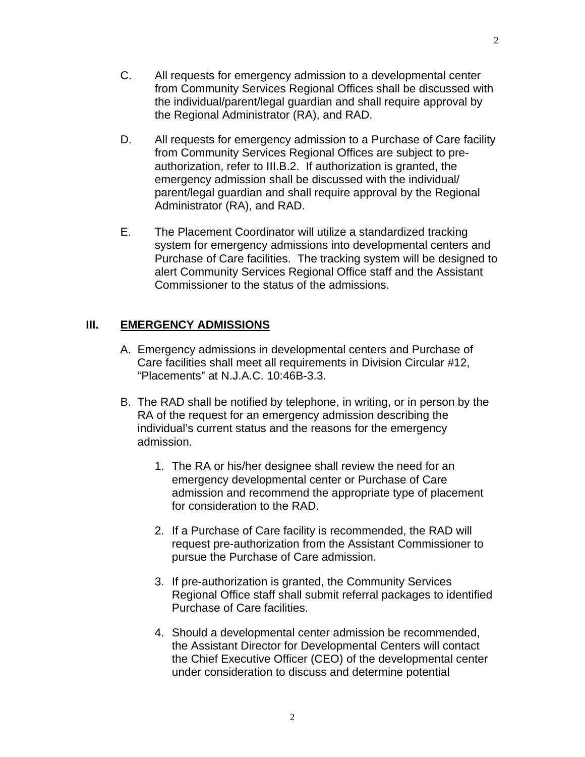C. All requests for emergency admission to a developmental center from Community Services Regional Offices shall be discussed with the individual/parent/legal guardian and shall require approval by the Regional Administrator (RA), and RAD.

D. All requests for emergency admission to a Purchase of Care facility from Community Services Regional Offices are subject to pre-authorization, refer to III.B.2. If authorization is granted, the emergency admission shall be discussed with the individual/ parent/legal guardian and shall require approval by the Regional Administrator (RA), and RAD.

E. The Placement Coordinator will utilize a standardized tracking system for emergency admissions into developmental centers and Purchase of Care facilities. The tracking system will be designed to alert Community Services Regional Office staff and the Assistant Commissioner to the status of the admissions.

## III. EMERGENCY ADMISSIONS

A. Emergency admissions in developmental centers and Purchase of Care facilities shall meet all requirements in Division Circular #12, "Placements" at N.J.A.C. 10:46B-3.3.

B. The RAD shall be notified by telephone, in writing, or in person by the RA of the request for an emergency admission describing the individual's current status and the reasons for the emergency admission.

1. The RA or his/her designee shall review the need for an emergency developmental center or Purchase of Care admission and recommend the appropriate type of placement for consideration to the RAD.

2. If a Purchase of Care facility is recommended, the RAD will request pre-authorization from the Assistant Commissioner to pursue the Purchase of Care admission.

3. If pre-authorization is granted, the Community Services Regional Office staff shall submit referral packages to identified Purchase of Care facilities.

4. Should a developmental center admission be recommended, the Assistant Director for Developmental Centers will contact the Chief Executive Officer (CEO) of the developmental center under consideration to discuss and determine potential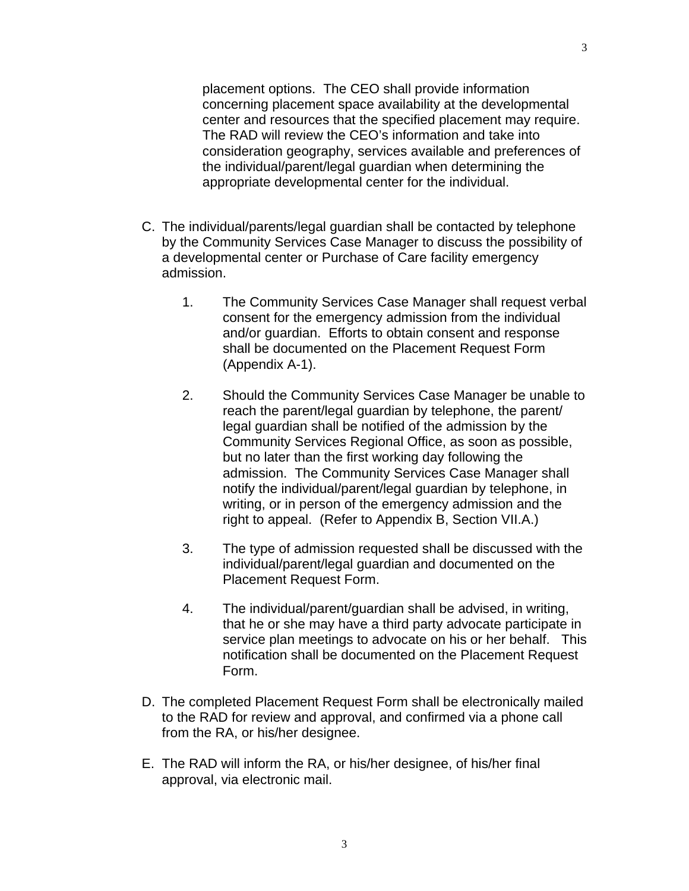placement options. The CEO shall provide information concerning placement space availability at the developmental center and resources that the specified placement may require. The RAD will review the CEO's information and take into consideration geography, services available and preferences of the individual/parent/legal guardian when determining the appropriate developmental center for the individual.

C. The individual/parents/legal guardian shall be contacted by telephone by the Community Services Case Manager to discuss the possibility of a developmental center or Purchase of Care facility emergency admission.

   1. The Community Services Case Manager shall request verbal consent for the emergency admission from the individual and/or guardian. Efforts to obtain consent and response shall be documented on the Placement Request Form (Appendix A-1).

   2. Should the Community Services Case Manager be unable to reach the parent/legal guardian by telephone, the parent/legal guardian shall be notified of the admission by the Community Services Regional Office, as soon as possible, but no later than the first working day following the admission. The Community Services Case Manager shall notify the individual/parent/legal guardian by telephone, in writing, or in person of the emergency admission and the right to appeal. (Refer to Appendix B, Section VII.A.)

   3. The type of admission requested shall be discussed with the individual/parent/legal guardian and documented on the Placement Request Form.

   4. The individual/parent/guardian shall be advised, in writing, that he or she may have a third party advocate participate in service plan meetings to advocate on his or her behalf. This notification shall be documented on the Placement Request Form.

D. The completed Placement Request Form shall be electronically mailed to the RAD for review and approval, and confirmed via a phone call from the RA, or his/her designee.

E. The RAD will inform the RA, or his/her designee, of his/her final approval, via electronic mail.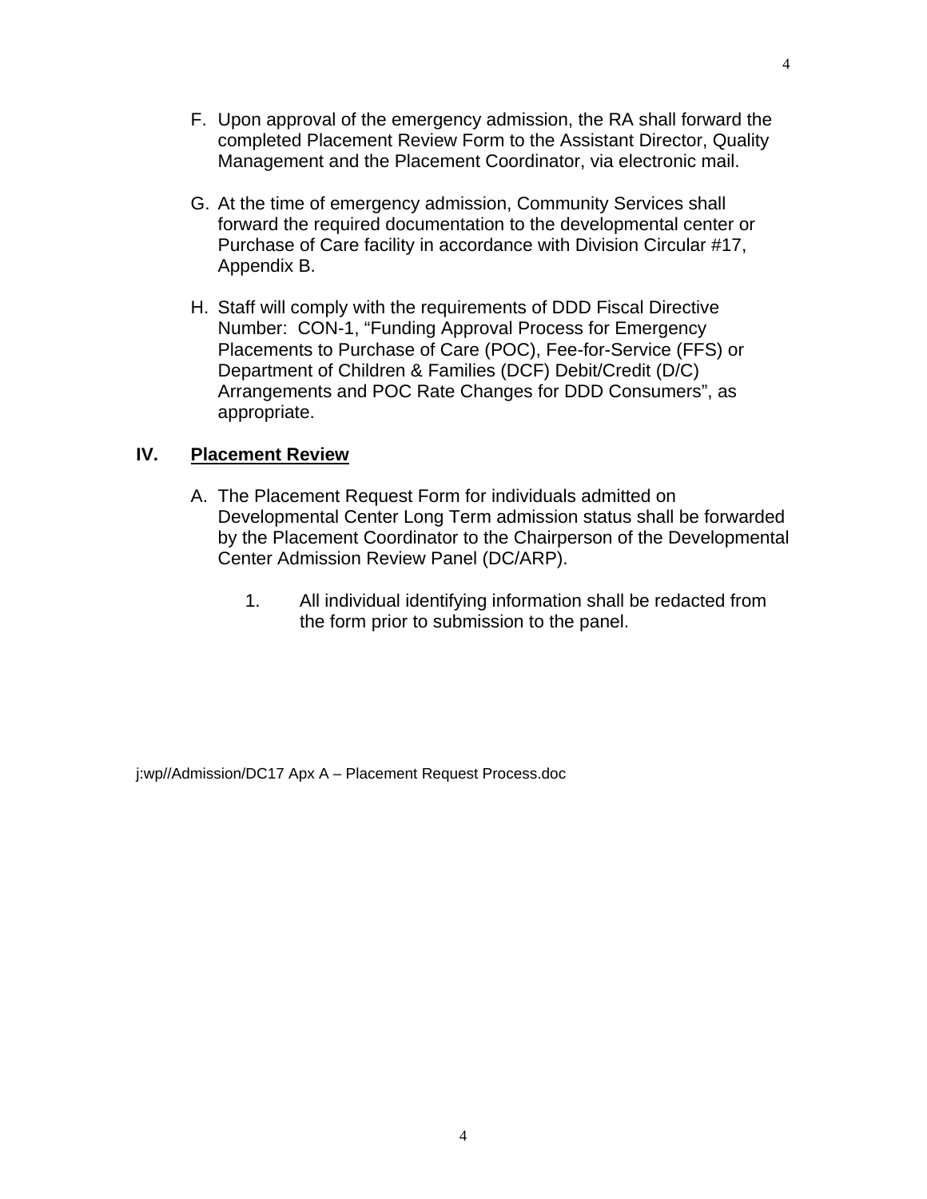F. Upon approval of the emergency admission, the RA shall forward the completed Placement Review Form to the Assistant Director, Quality Management and the Placement Coordinator, via electronic mail.

G. At the time of emergency admission, Community Services shall forward the required documentation to the developmental center or Purchase of Care facility in accordance with Division Circular #17, Appendix B.

H. Staff will comply with the requirements of DDD Fiscal Directive Number: CON-1, "Funding Approval Process for Emergency Placements to Purchase of Care (POC), Fee-for-Service (FFS) or Department of Children & Families (DCF) Debit/Credit (D/C) Arrangements and POC Rate Changes for DDD Consumers", as appropriate.

## IV. <u>Placement Review</u>

A. The Placement Request Form for individuals admitted on Developmental Center Long Term admission status shall be forwarded by the Placement Coordinator to the Chairperson of the Developmental Center Admission Review Panel (DC/ARP).

   1. All individual identifying information shall be redacted from the form prior to submission to the panel.

j:wp//Admission/DC17 Apx A – Placement Request Process.doc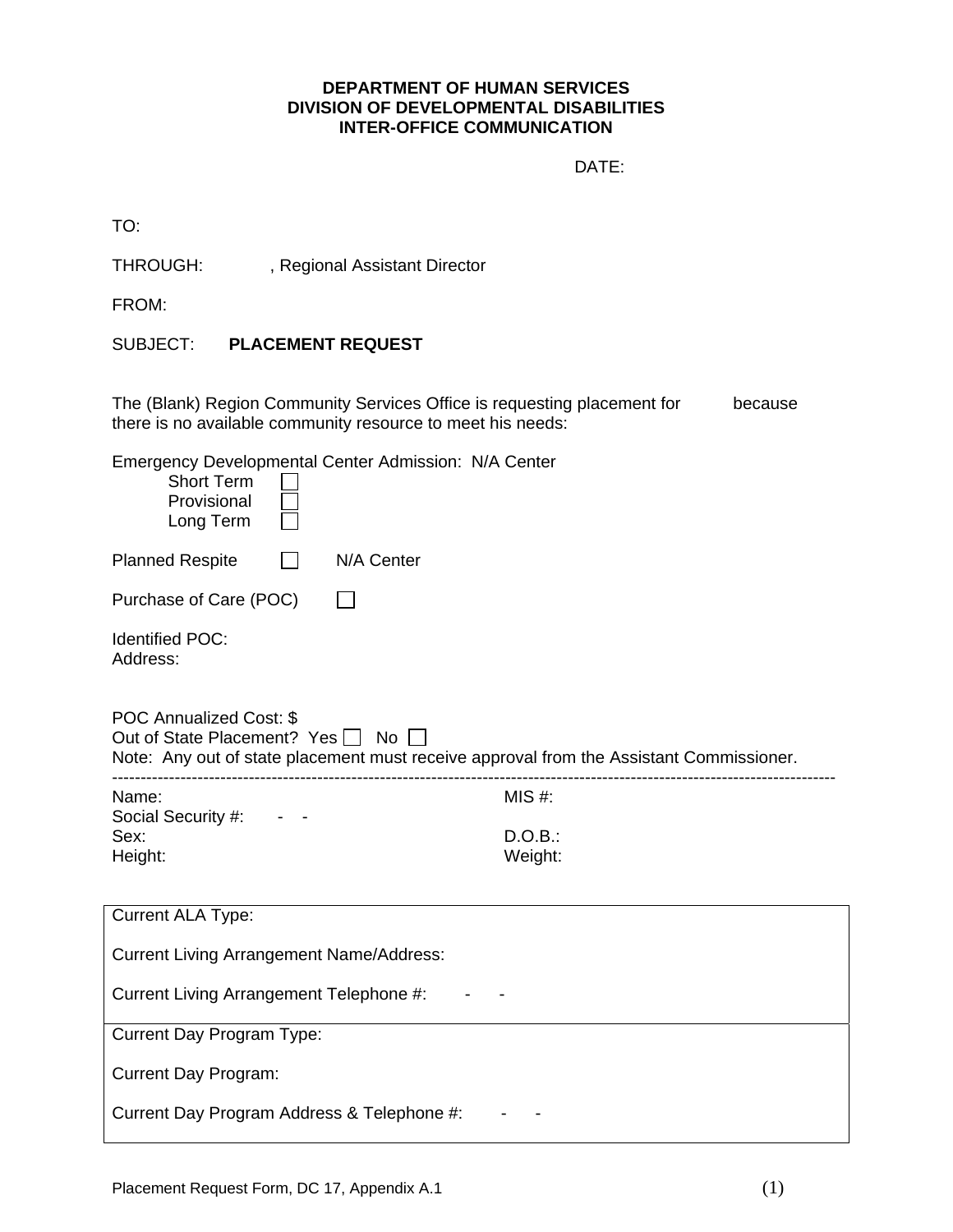**DEPARTMENT OF HUMAN SERVICES**
**DIVISION OF DEVELOPMENTAL DISABILITIES**
**INTER-OFFICE COMMUNICATION**

DATE:

TO:

THROUGH: , Regional Assistant Director

FROM:

SUBJECT: **PLACEMENT REQUEST**

The (Blank) Region Community Services Office is requesting placement for because there is no available community resource to meet his needs:

Emergency Developmental Center Admission: N/A Center

- Short Term ☐
- Provisional ☐
- Long Term ☐

Planned Respite ☐ N/A Center

Purchase of Care (POC) ☐

Identified POC:
Address:

POC Annualized Cost: $
Out of State Placement? Yes ☐ No ☐
Note: Any out of state placement must receive approval from the Assistant Commissioner.

---

Name: MIS #:
Social Security #: - -
Sex: D.O.B.:
Height: Weight:

| |
|---|
| Current ALA Type: <br><br> Current Living Arrangement Name/Address: <br><br> Current Living Arrangement Telephone #: - - |
| Current Day Program Type: <br><br> Current Day Program: <br><br> Current Day Program Address & Telephone #: - - |

Placement Request Form, DC 17, Appendix A.1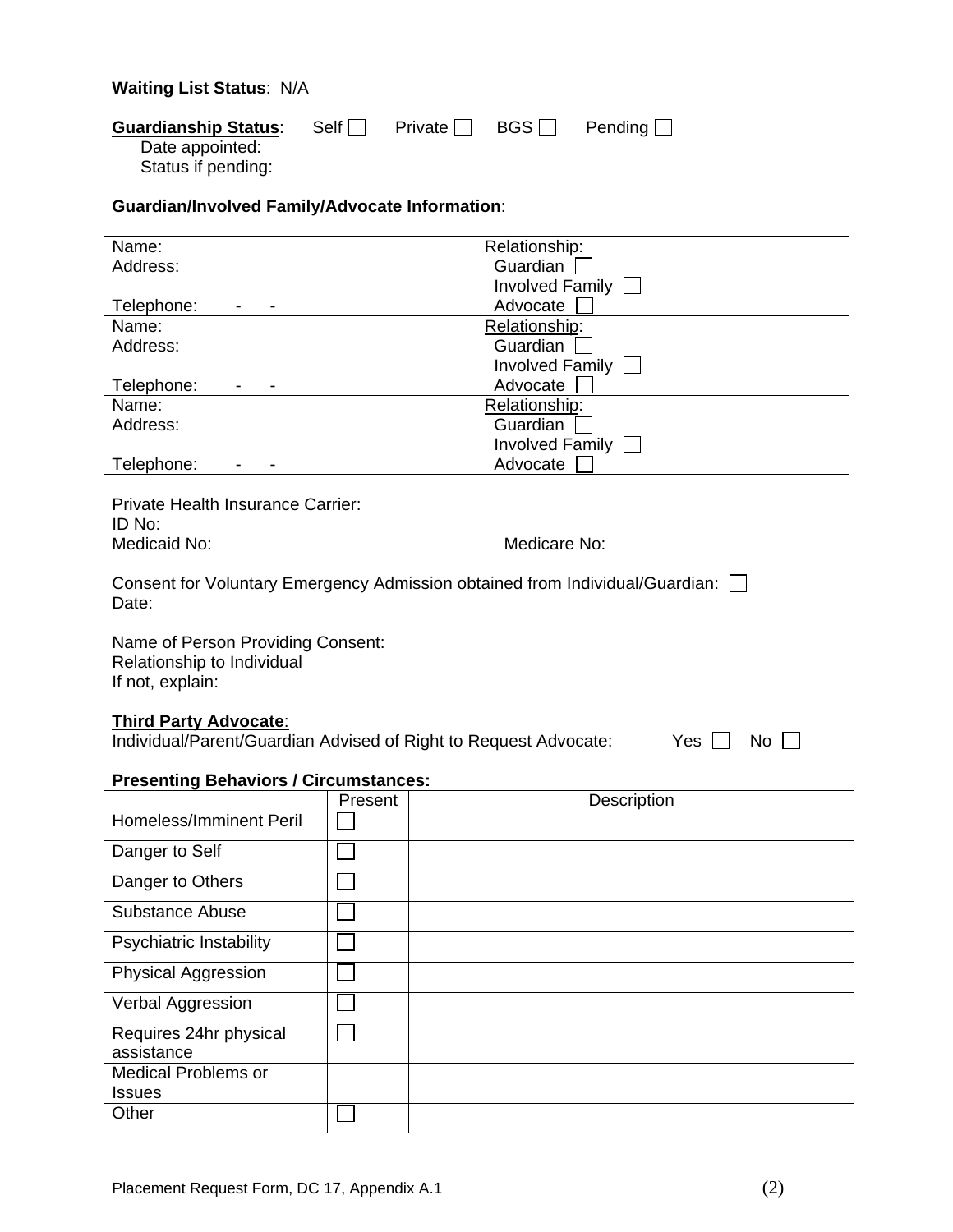**Waiting List Status**: N/A

**Guardianship Status**: Self ☐ Private ☐ BGS ☐ Pending ☐
Date appointed:
Status if pending:

**Guardian/Involved Family/Advocate Information**:

| | |
|---|---|
| Name:<br>Address:<br><br>Telephone: - - | Relationship:<br>Guardian ☐<br>Involved Family ☐<br>Advocate ☐ |
| Name:<br>Address:<br><br>Telephone: - - | Relationship:<br>Guardian ☐<br>Involved Family ☐<br>Advocate ☐ |
| Name:<br>Address:<br><br>Telephone: - - | Relationship:<br>Guardian ☐<br>Involved Family ☐<br>Advocate ☐ |

Private Health Insurance Carrier:
ID No:
Medicaid No: Medicare No:

Consent for Voluntary Emergency Admission obtained from Individual/Guardian: ☐
Date:

Name of Person Providing Consent:
Relationship to Individual
If not, explain:

**Third Party Advocate**:
Individual/Parent/Guardian Advised of Right to Request Advocate: Yes ☐ No ☐

**Presenting Behaviors / Circumstances:**

| | Present | Description |
|---|---|---|
| Homeless/Imminent Peril | ☐ | |
| Danger to Self | ☐ | |
| Danger to Others | ☐ | |
| Substance Abuse | ☐ | |
| Psychiatric Instability | ☐ | |
| Physical Aggression | ☐ | |
| Verbal Aggression | ☐ | |
| Requires 24hr physical assistance | ☐ | |
| Medical Problems or Issues | | |
| Other | ☐ | |

Placement Request Form, DC 17, Appendix A.1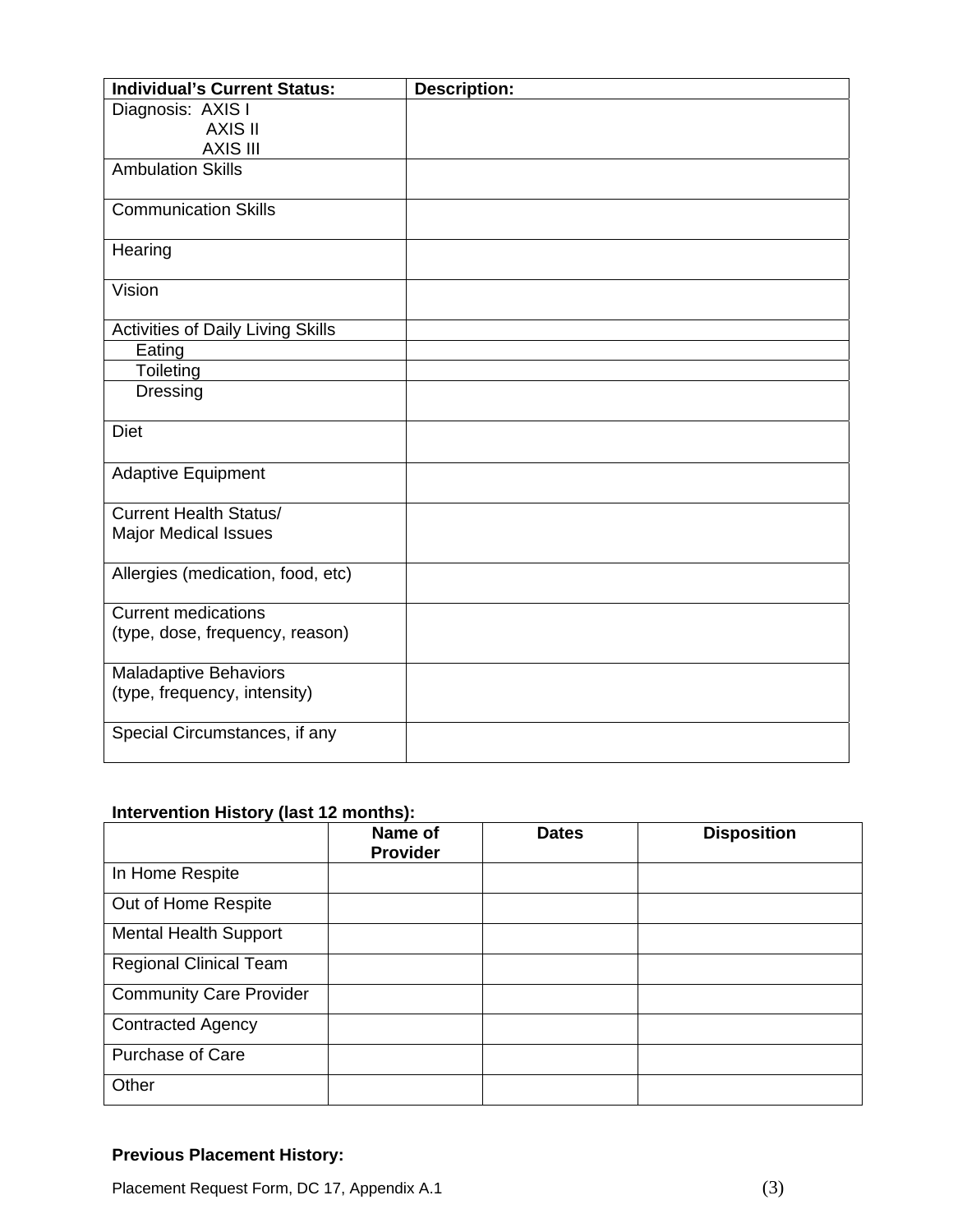| Individual's Current Status: | Description: |
|---|---|
| Diagnosis: AXIS I<br>AXIS II<br>AXIS III | |
| Ambulation Skills | |
| Communication Skills | |
| Hearing | |
| Vision | |
| Activities of Daily Living Skills | |
| Eating | |
| Toileting | |
| Dressing | |
| Diet | |
| Adaptive Equipment | |
| Current Health Status/<br>Major Medical Issues | |
| Allergies (medication, food, etc) | |
| Current medications<br>(type, dose, frequency, reason) | |
| Maladaptive Behaviors<br>(type, frequency, intensity) | |
| Special Circumstances, if any | |

**Intervention History (last 12 months):**

| | Name of Provider | Dates | Disposition |
|---|---|---|---|
| In Home Respite | | | |
| Out of Home Respite | | | |
| Mental Health Support | | | |
| Regional Clinical Team | | | |
| Community Care Provider | | | |
| Contracted Agency | | | |
| Purchase of Care | | | |
| Other | | | |

**Previous Placement History:**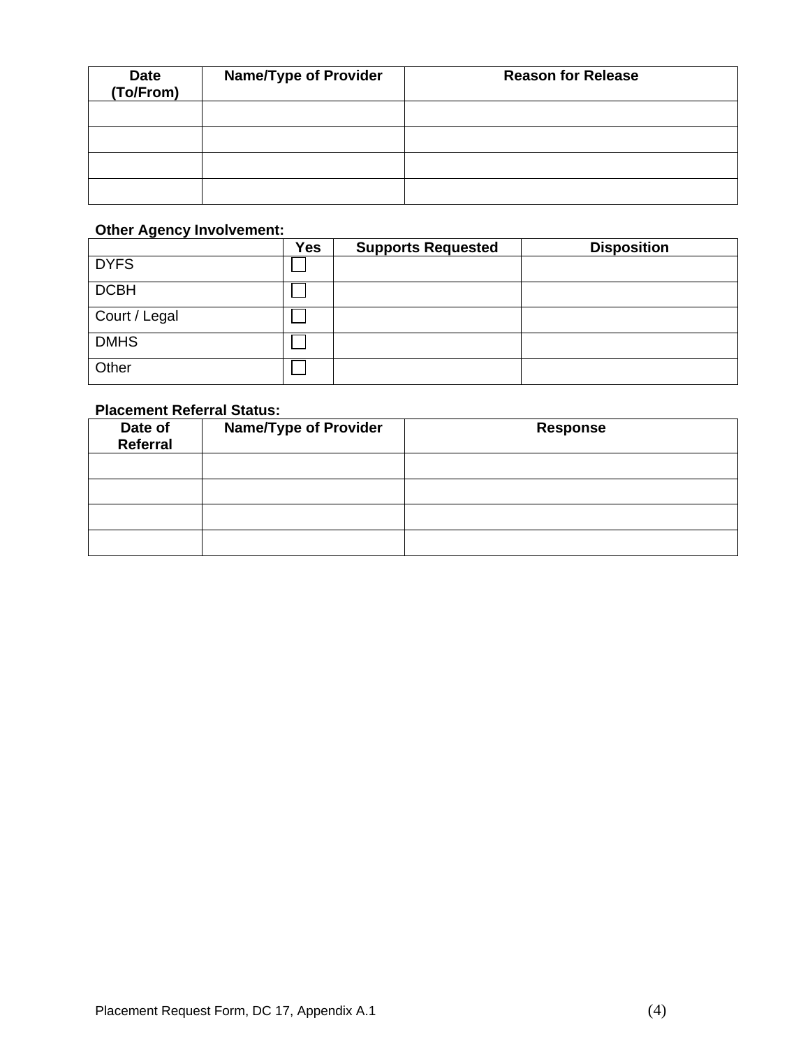| Date (To/From) | Name/Type of Provider | Reason for Release |
|---|---|---|
| | | |
| | | |
| | | |
| | | |

**Other Agency Involvement:**

| | Yes | Supports Requested | Disposition |
|---|---|---|---|
| DYFS | ☐ | | |
| DCBH | ☐ | | |
| Court / Legal | ☐ | | |
| DMHS | ☐ | | |
| Other | ☐ | | |

**Placement Referral Status:**

| Date of Referral | Name/Type of Provider | Response |
|---|---|---|
| | | |
| | | |
| | | |
| | | |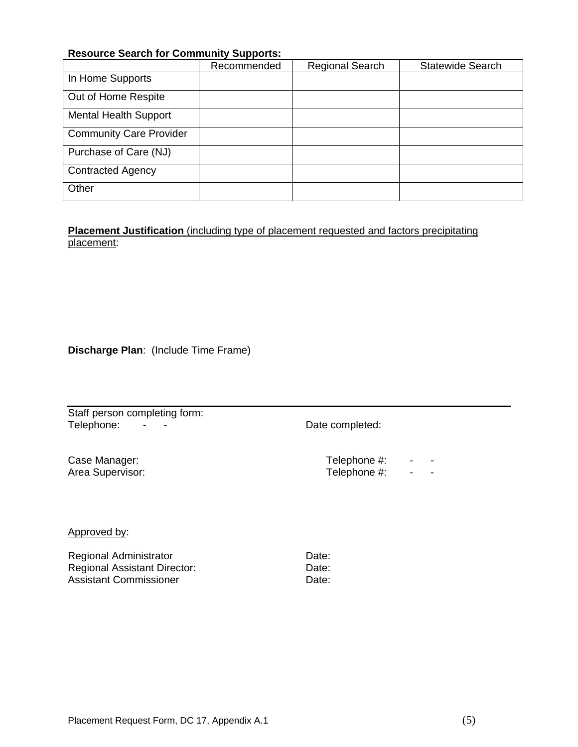**Resource Search for Community Supports:**

| | Recommended | Regional Search | Statewide Search |
|---|---|---|---|
| In Home Supports | | | |
| Out of Home Respite | | | |
| Mental Health Support | | | |
| Community Care Provider | | | |
| Purchase of Care (NJ) | | | |
| Contracted Agency | | | |
| Other | | | |

**Placement Justification** (including type of placement requested and factors precipitating placement):

**Discharge Plan**: (Include Time Frame)

---

Staff person completing form:
Telephone: - - Date completed:

Case Manager: Telephone #: - -
Area Supervisor: Telephone #: - -

Approved by:

Regional Administrator Date:
Regional Assistant Director: Date:
Assistant Commissioner Date:

Placement Request Form, DC 17, Appendix A.1 (5)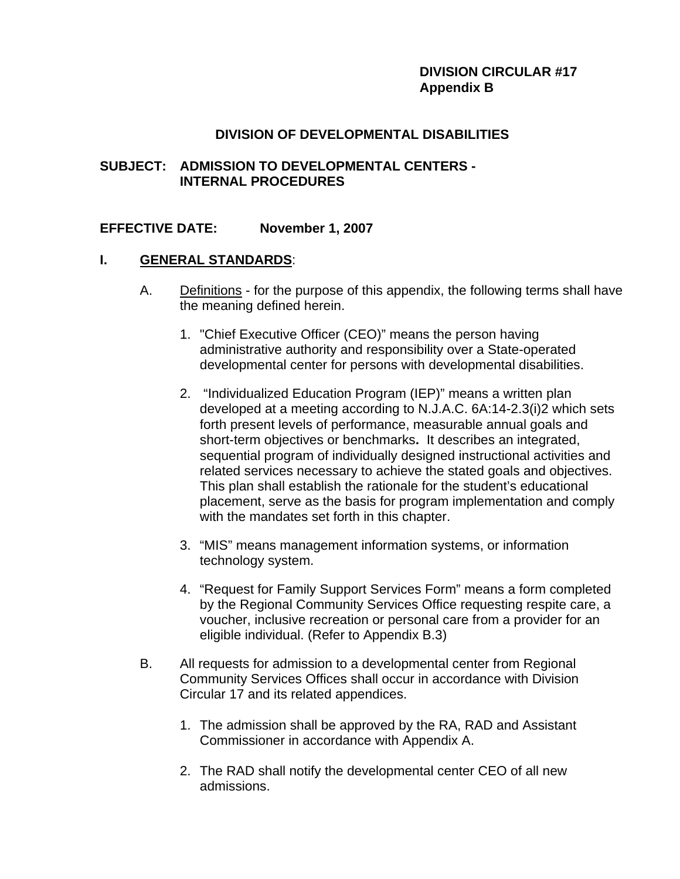**DIVISION CIRCULAR #17**
**Appendix B**

# DIVISION OF DEVELOPMENTAL DISABILITIES

**SUBJECT: ADMISSION TO DEVELOPMENTAL CENTERS - INTERNAL PROCEDURES**

**EFFECTIVE DATE: November 1, 2007**

## I. GENERAL STANDARDS:

A. Definitions - for the purpose of this appendix, the following terms shall have the meaning defined herein.

1. "Chief Executive Officer (CEO)" means the person having administrative authority and responsibility over a State-operated developmental center for persons with developmental disabilities.

2. "Individualized Education Program (IEP)" means a written plan developed at a meeting according to N.J.A.C. 6A:14-2.3(i)2 which sets forth present levels of performance, measurable annual goals and short-term objectives or benchmarks**.** It describes an integrated, sequential program of individually designed instructional activities and related services necessary to achieve the stated goals and objectives. This plan shall establish the rationale for the student's educational placement, serve as the basis for program implementation and comply with the mandates set forth in this chapter.

3. "MIS" means management information systems, or information technology system.

4. "Request for Family Support Services Form" means a form completed by the Regional Community Services Office requesting respite care, a voucher, inclusive recreation or personal care from a provider for an eligible individual. (Refer to Appendix B.3)

B. All requests for admission to a developmental center from Regional Community Services Offices shall occur in accordance with Division Circular 17 and its related appendices.

1. The admission shall be approved by the RA, RAD and Assistant Commissioner in accordance with Appendix A.

2. The RAD shall notify the developmental center CEO of all new admissions.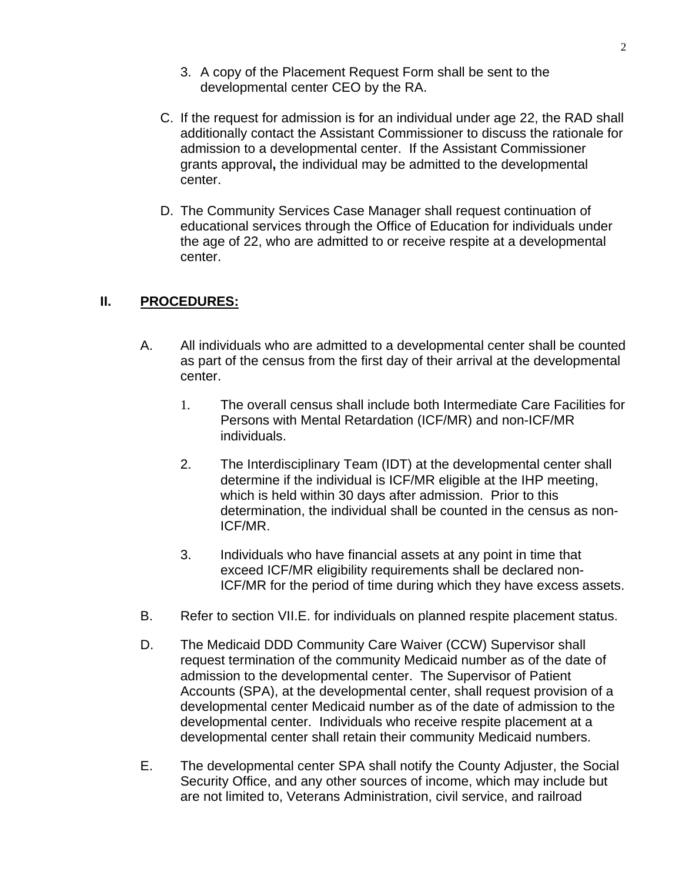3. A copy of the Placement Request Form shall be sent to the developmental center CEO by the RA.

C. If the request for admission is for an individual under age 22, the RAD shall additionally contact the Assistant Commissioner to discuss the rationale for admission to a developmental center. If the Assistant Commissioner grants approval**,** the individual may be admitted to the developmental center.

D. The Community Services Case Manager shall request continuation of educational services through the Office of Education for individuals under the age of 22, who are admitted to or receive respite at a developmental center.

## II. PROCEDURES:

A. All individuals who are admitted to a developmental center shall be counted as part of the census from the first day of their arrival at the developmental center.

1. The overall census shall include both Intermediate Care Facilities for Persons with Mental Retardation (ICF/MR) and non-ICF/MR individuals.

2. The Interdisciplinary Team (IDT) at the developmental center shall determine if the individual is ICF/MR eligible at the IHP meeting, which is held within 30 days after admission. Prior to this determination, the individual shall be counted in the census as non-ICF/MR.

3. Individuals who have financial assets at any point in time that exceed ICF/MR eligibility requirements shall be declared non-ICF/MR for the period of time during which they have excess assets.

B. Refer to section VII.E. for individuals on planned respite placement status.

D. The Medicaid DDD Community Care Waiver (CCW) Supervisor shall request termination of the community Medicaid number as of the date of admission to the developmental center. The Supervisor of Patient Accounts (SPA), at the developmental center, shall request provision of a developmental center Medicaid number as of the date of admission to the developmental center. Individuals who receive respite placement at a developmental center shall retain their community Medicaid numbers.

E. The developmental center SPA shall notify the County Adjuster, the Social Security Office, and any other sources of income, which may include but are not limited to, Veterans Administration, civil service, and railroad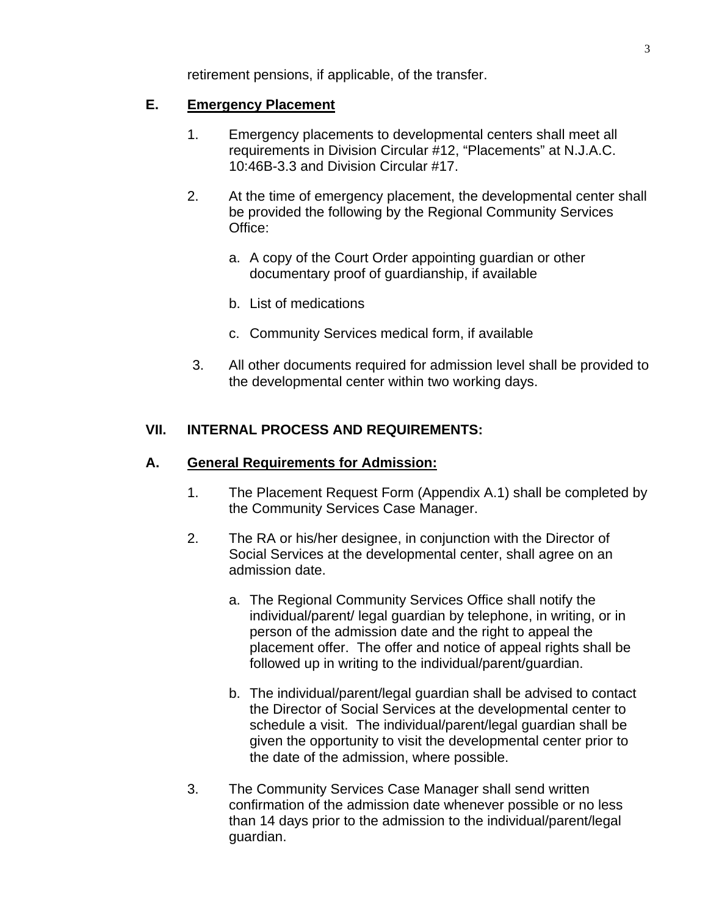retirement pensions, if applicable, of the transfer.

**E. Emergency Placement**

1. Emergency placements to developmental centers shall meet all requirements in Division Circular #12, “Placements” at N.J.A.C. 10:46B-3.3 and Division Circular #17.

2. At the time of emergency placement, the developmental center shall be provided the following by the Regional Community Services Office:

   a. A copy of the Court Order appointing guardian or other documentary proof of guardianship, if available

   b. List of medications

   c. Community Services medical form, if available

3. All other documents required for admission level shall be provided to the developmental center within two working days.

## VII. INTERNAL PROCESS AND REQUIREMENTS:

**A. General Requirements for Admission:**

1. The Placement Request Form (Appendix A.1) shall be completed by the Community Services Case Manager.

2. The RA or his/her designee, in conjunction with the Director of Social Services at the developmental center, shall agree on an admission date.

   a. The Regional Community Services Office shall notify the individual/parent/ legal guardian by telephone, in writing, or in person of the admission date and the right to appeal the placement offer. The offer and notice of appeal rights shall be followed up in writing to the individual/parent/guardian.

   b. The individual/parent/legal guardian shall be advised to contact the Director of Social Services at the developmental center to schedule a visit. The individual/parent/legal guardian shall be given the opportunity to visit the developmental center prior to the date of the admission, where possible.

3. The Community Services Case Manager shall send written confirmation of the admission date whenever possible or no less than 14 days prior to the admission to the individual/parent/legal guardian.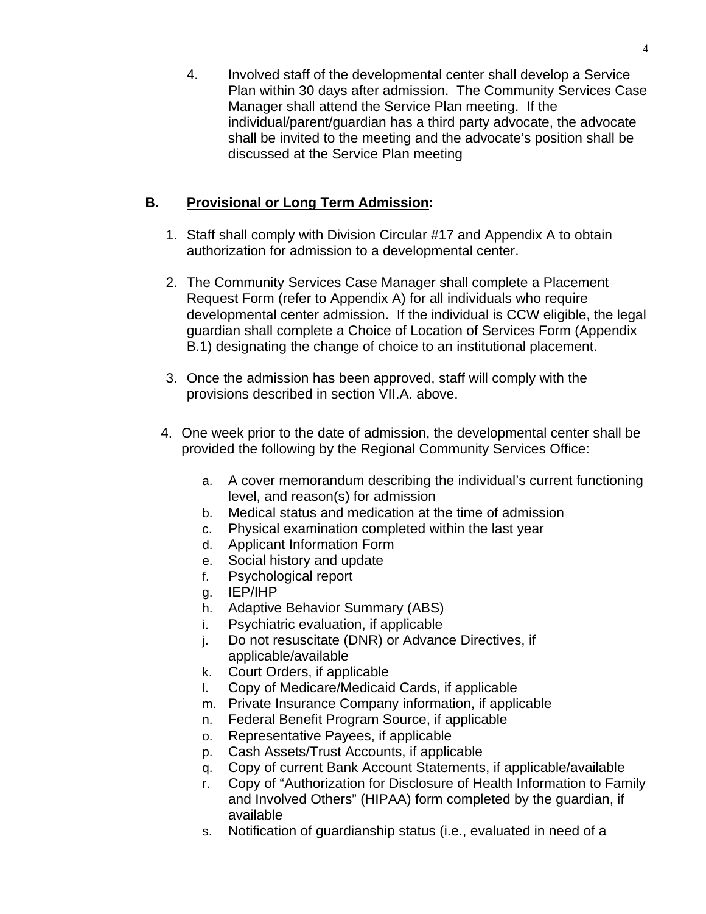4. Involved staff of the developmental center shall develop a Service Plan within 30 days after admission. The Community Services Case Manager shall attend the Service Plan meeting. If the individual/parent/guardian has a third party advocate, the advocate shall be invited to the meeting and the advocate's position shall be discussed at the Service Plan meeting

## B. Provisional or Long Term Admission:

1. Staff shall comply with Division Circular #17 and Appendix A to obtain authorization for admission to a developmental center.

2. The Community Services Case Manager shall complete a Placement Request Form (refer to Appendix A) for all individuals who require developmental center admission. If the individual is CCW eligible, the legal guardian shall complete a Choice of Location of Services Form (Appendix B.1) designating the change of choice to an institutional placement.

3. Once the admission has been approved, staff will comply with the provisions described in section VII.A. above.

4. One week prior to the date of admission, the developmental center shall be provided the following by the Regional Community Services Office:

   a. A cover memorandum describing the individual's current functioning level, and reason(s) for admission
   b. Medical status and medication at the time of admission
   c. Physical examination completed within the last year
   d. Applicant Information Form
   e. Social history and update
   f. Psychological report
   g. IEP/IHP
   h. Adaptive Behavior Summary (ABS)
   i. Psychiatric evaluation, if applicable
   j. Do not resuscitate (DNR) or Advance Directives, if applicable/available
   k. Court Orders, if applicable
   l. Copy of Medicare/Medicaid Cards, if applicable
   m. Private Insurance Company information, if applicable
   n. Federal Benefit Program Source, if applicable
   o. Representative Payees, if applicable
   p. Cash Assets/Trust Accounts, if applicable
   q. Copy of current Bank Account Statements, if applicable/available
   r. Copy of "Authorization for Disclosure of Health Information to Family and Involved Others" (HIPAA) form completed by the guardian, if available
   s. Notification of guardianship status (i.e., evaluated in need of a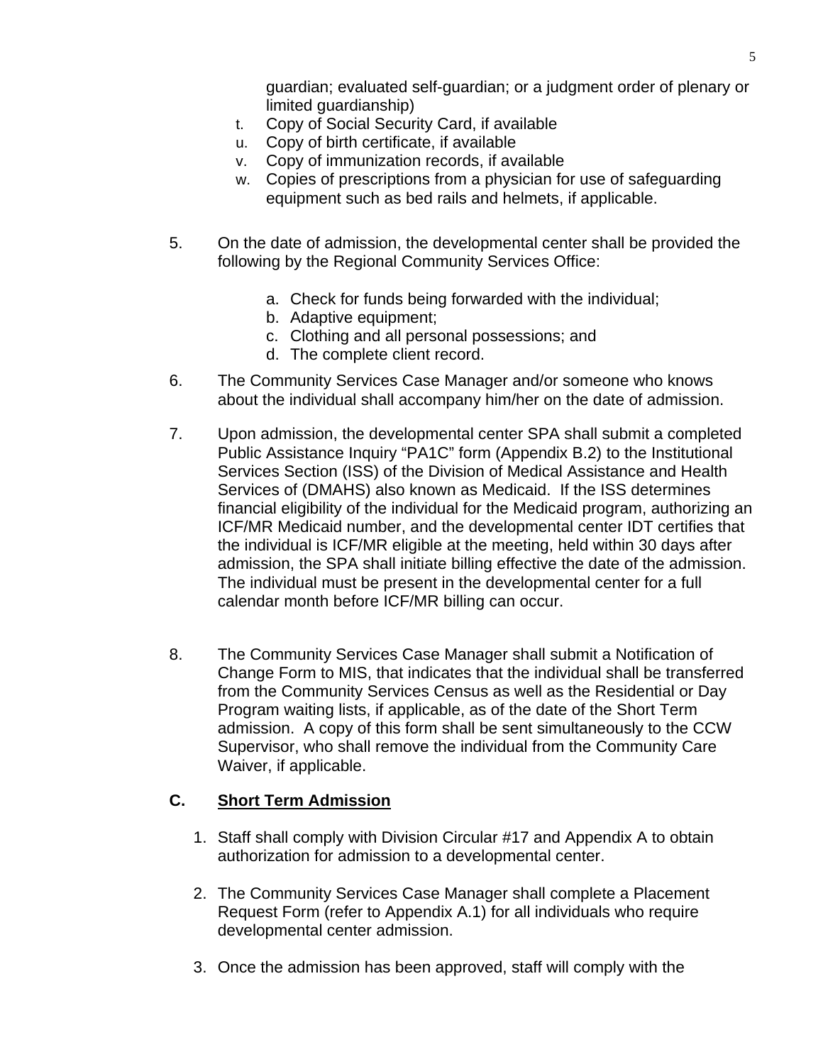guardian; evaluated self-guardian; or a judgment order of plenary or limited guardianship)

t. Copy of Social Security Card, if available
u. Copy of birth certificate, if available
v. Copy of immunization records, if available
w. Copies of prescriptions from a physician for use of safeguarding equipment such as bed rails and helmets, if applicable.

5. On the date of admission, the developmental center shall be provided the following by the Regional Community Services Office:

   a. Check for funds being forwarded with the individual;
   b. Adaptive equipment;
   c. Clothing and all personal possessions; and
   d. The complete client record.

6. The Community Services Case Manager and/or someone who knows about the individual shall accompany him/her on the date of admission.

7. Upon admission, the developmental center SPA shall submit a completed Public Assistance Inquiry "PA1C" form (Appendix B.2) to the Institutional Services Section (ISS) of the Division of Medical Assistance and Health Services of (DMAHS) also known as Medicaid. If the ISS determines financial eligibility of the individual for the Medicaid program, authorizing an ICF/MR Medicaid number, and the developmental center IDT certifies that the individual is ICF/MR eligible at the meeting, held within 30 days after admission, the SPA shall initiate billing effective the date of the admission. The individual must be present in the developmental center for a full calendar month before ICF/MR billing can occur.

8. The Community Services Case Manager shall submit a Notification of Change Form to MIS, that indicates that the individual shall be transferred from the Community Services Census as well as the Residential or Day Program waiting lists, if applicable, as of the date of the Short Term admission. A copy of this form shall be sent simultaneously to the CCW Supervisor, who shall remove the individual from the Community Care Waiver, if applicable.

## C. Short Term Admission

1. Staff shall comply with Division Circular #17 and Appendix A to obtain authorization for admission to a developmental center.

2. The Community Services Case Manager shall complete a Placement Request Form (refer to Appendix A.1) for all individuals who require developmental center admission.

3. Once the admission has been approved, staff will comply with the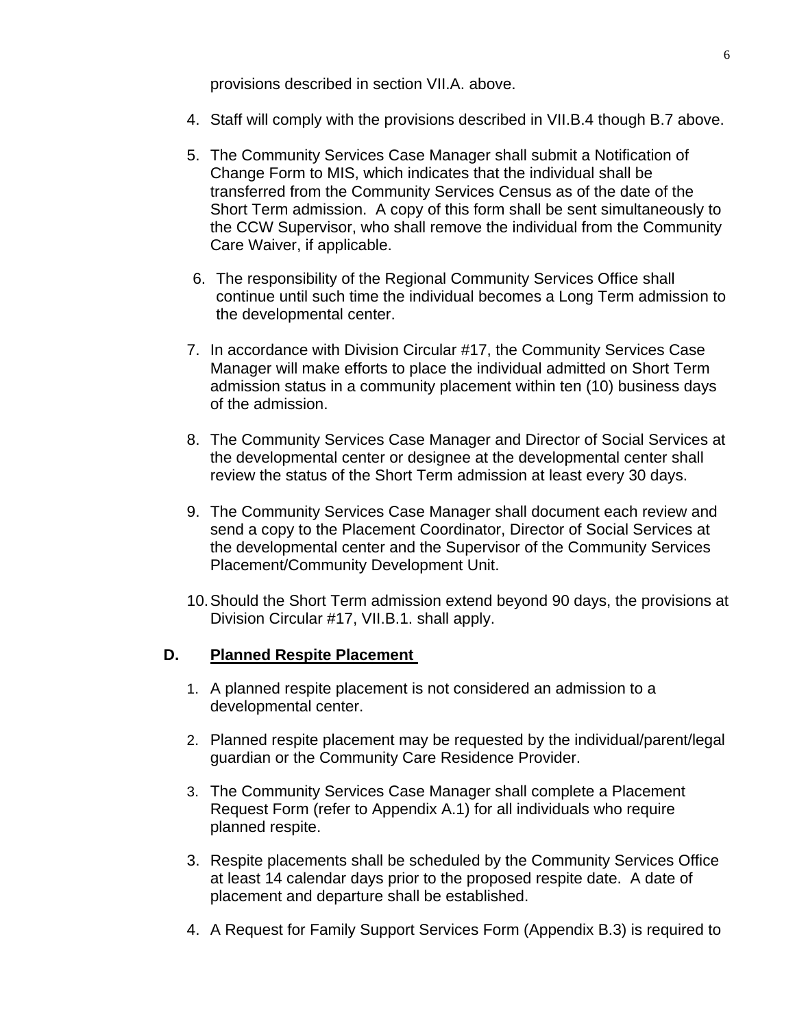provisions described in section VII.A. above.

4. Staff will comply with the provisions described in VII.B.4 though B.7 above.

5. The Community Services Case Manager shall submit a Notification of Change Form to MIS, which indicates that the individual shall be transferred from the Community Services Census as of the date of the Short Term admission. A copy of this form shall be sent simultaneously to the CCW Supervisor, who shall remove the individual from the Community Care Waiver, if applicable.

6. The responsibility of the Regional Community Services Office shall continue until such time the individual becomes a Long Term admission to the developmental center.

7. In accordance with Division Circular #17, the Community Services Case Manager will make efforts to place the individual admitted on Short Term admission status in a community placement within ten (10) business days of the admission.

8. The Community Services Case Manager and Director of Social Services at the developmental center or designee at the developmental center shall review the status of the Short Term admission at least every 30 days.

9. The Community Services Case Manager shall document each review and send a copy to the Placement Coordinator, Director of Social Services at the developmental center and the Supervisor of the Community Services Placement/Community Development Unit.

10. Should the Short Term admission extend beyond 90 days, the provisions at Division Circular #17, VII.B.1. shall apply.

**D. Planned Respite Placement**

1. A planned respite placement is not considered an admission to a developmental center.

2. Planned respite placement may be requested by the individual/parent/legal guardian or the Community Care Residence Provider.

3. The Community Services Case Manager shall complete a Placement Request Form (refer to Appendix A.1) for all individuals who require planned respite.

3. Respite placements shall be scheduled by the Community Services Office at least 14 calendar days prior to the proposed respite date. A date of placement and departure shall be established.

4. A Request for Family Support Services Form (Appendix B.3) is required to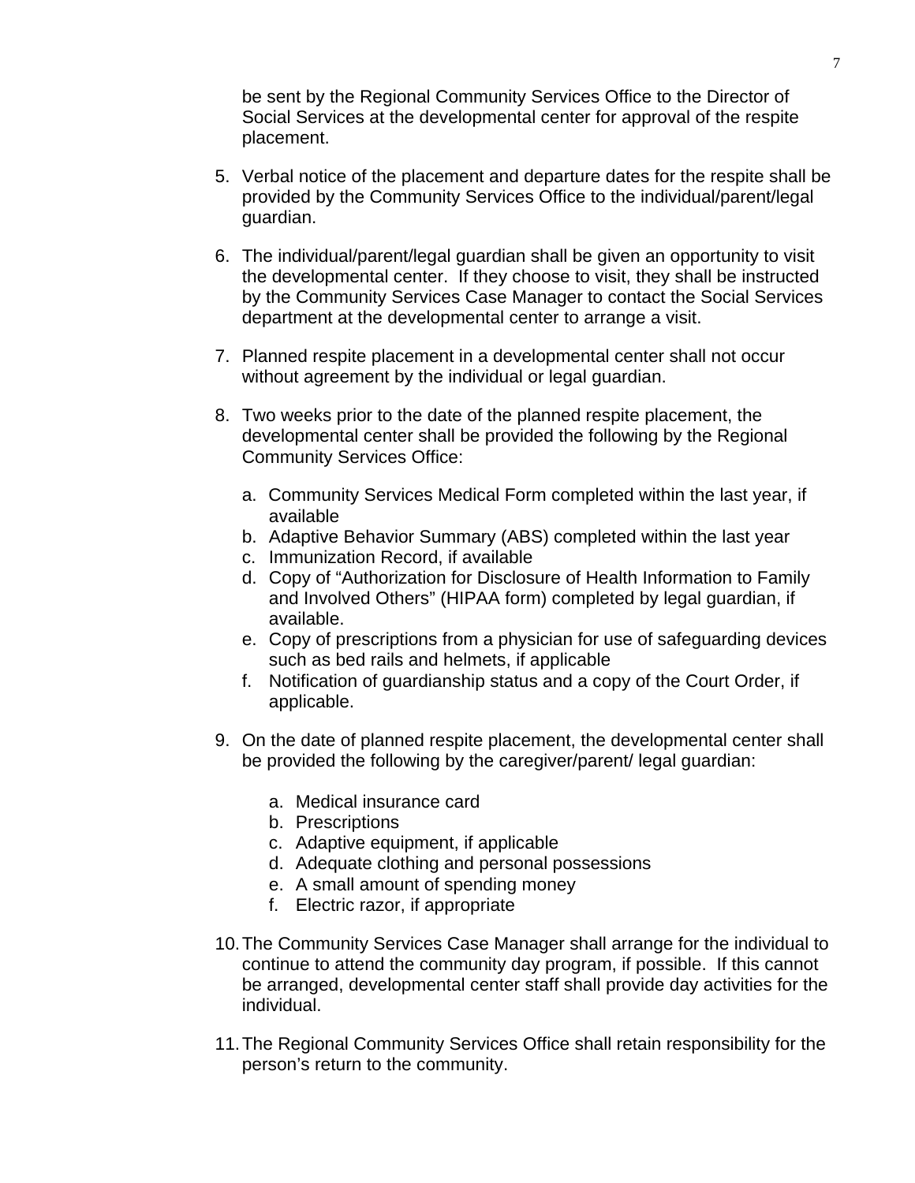be sent by the Regional Community Services Office to the Director of Social Services at the developmental center for approval of the respite placement.

5. Verbal notice of the placement and departure dates for the respite shall be provided by the Community Services Office to the individual/parent/legal guardian.

6. The individual/parent/legal guardian shall be given an opportunity to visit the developmental center. If they choose to visit, they shall be instructed by the Community Services Case Manager to contact the Social Services department at the developmental center to arrange a visit.

7. Planned respite placement in a developmental center shall not occur without agreement by the individual or legal guardian.

8. Two weeks prior to the date of the planned respite placement, the developmental center shall be provided the following by the Regional Community Services Office:

   a. Community Services Medical Form completed within the last year, if available
   b. Adaptive Behavior Summary (ABS) completed within the last year
   c. Immunization Record, if available
   d. Copy of "Authorization for Disclosure of Health Information to Family and Involved Others" (HIPAA form) completed by legal guardian, if available.
   e. Copy of prescriptions from a physician for use of safeguarding devices such as bed rails and helmets, if applicable
   f. Notification of guardianship status and a copy of the Court Order, if applicable.

9. On the date of planned respite placement, the developmental center shall be provided the following by the caregiver/parent/ legal guardian:

   a. Medical insurance card
   b. Prescriptions
   c. Adaptive equipment, if applicable
   d. Adequate clothing and personal possessions
   e. A small amount of spending money
   f. Electric razor, if appropriate

10. The Community Services Case Manager shall arrange for the individual to continue to attend the community day program, if possible. If this cannot be arranged, developmental center staff shall provide day activities for the individual.

11. The Regional Community Services Office shall retain responsibility for the person's return to the community.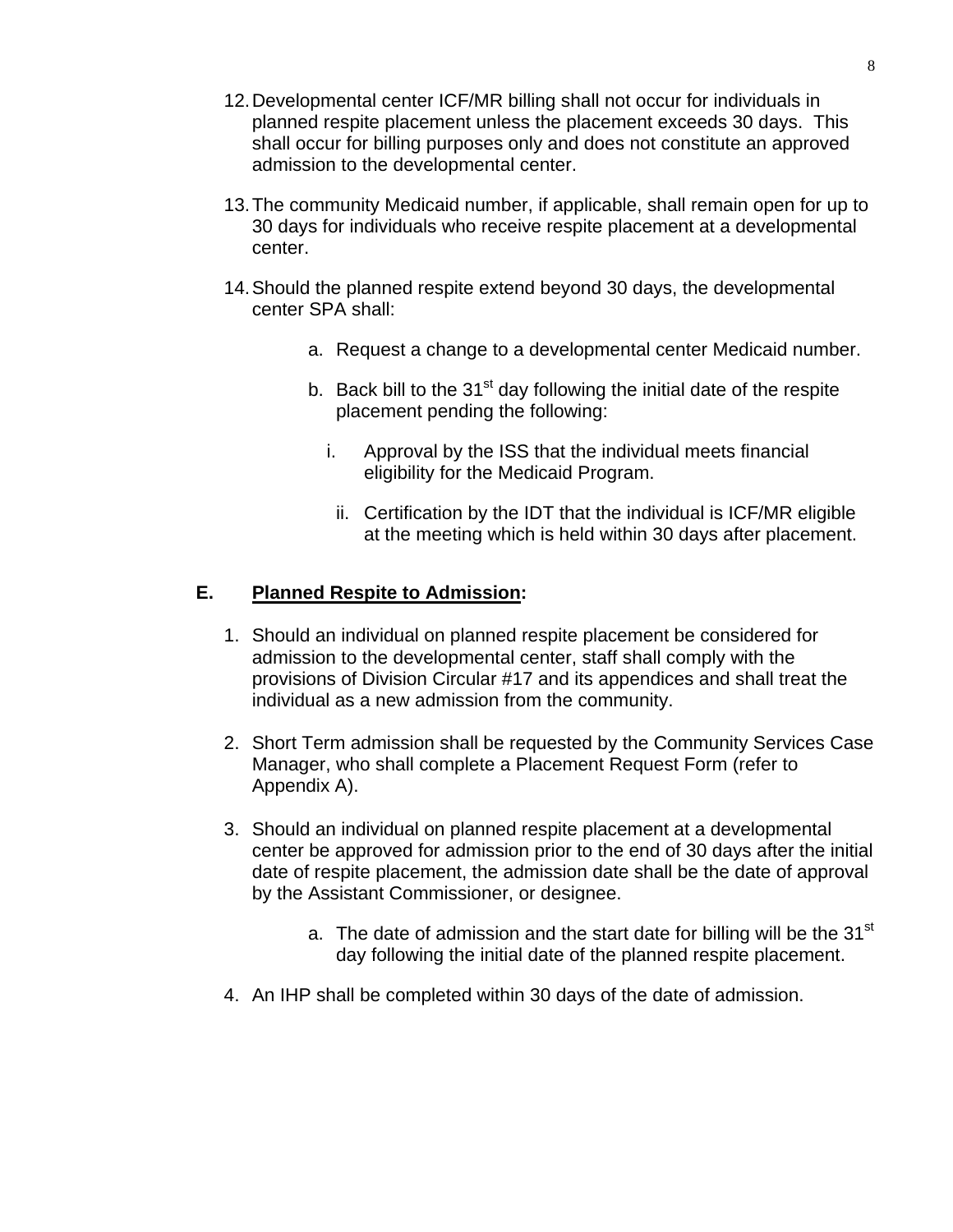12. Developmental center ICF/MR billing shall not occur for individuals in planned respite placement unless the placement exceeds 30 days. This shall occur for billing purposes only and does not constitute an approved admission to the developmental center.

13. The community Medicaid number, if applicable, shall remain open for up to 30 days for individuals who receive respite placement at a developmental center.

14. Should the planned respite extend beyond 30 days, the developmental center SPA shall:

    a. Request a change to a developmental center Medicaid number.

    b. Back bill to the 31st day following the initial date of the respite placement pending the following:

        i. Approval by the ISS that the individual meets financial eligibility for the Medicaid Program.

        ii. Certification by the IDT that the individual is ICF/MR eligible at the meeting which is held within 30 days after placement.

**E. <u>Planned Respite to Admission</u>:**

1. Should an individual on planned respite placement be considered for admission to the developmental center, staff shall comply with the provisions of Division Circular #17 and its appendices and shall treat the individual as a new admission from the community.

2. Short Term admission shall be requested by the Community Services Case Manager, who shall complete a Placement Request Form (refer to Appendix A).

3. Should an individual on planned respite placement at a developmental center be approved for admission prior to the end of 30 days after the initial date of respite placement, the admission date shall be the date of approval by the Assistant Commissioner, or designee.

    a. The date of admission and the start date for billing will be the 31st day following the initial date of the planned respite placement.

4. An IHP shall be completed within 30 days of the date of admission.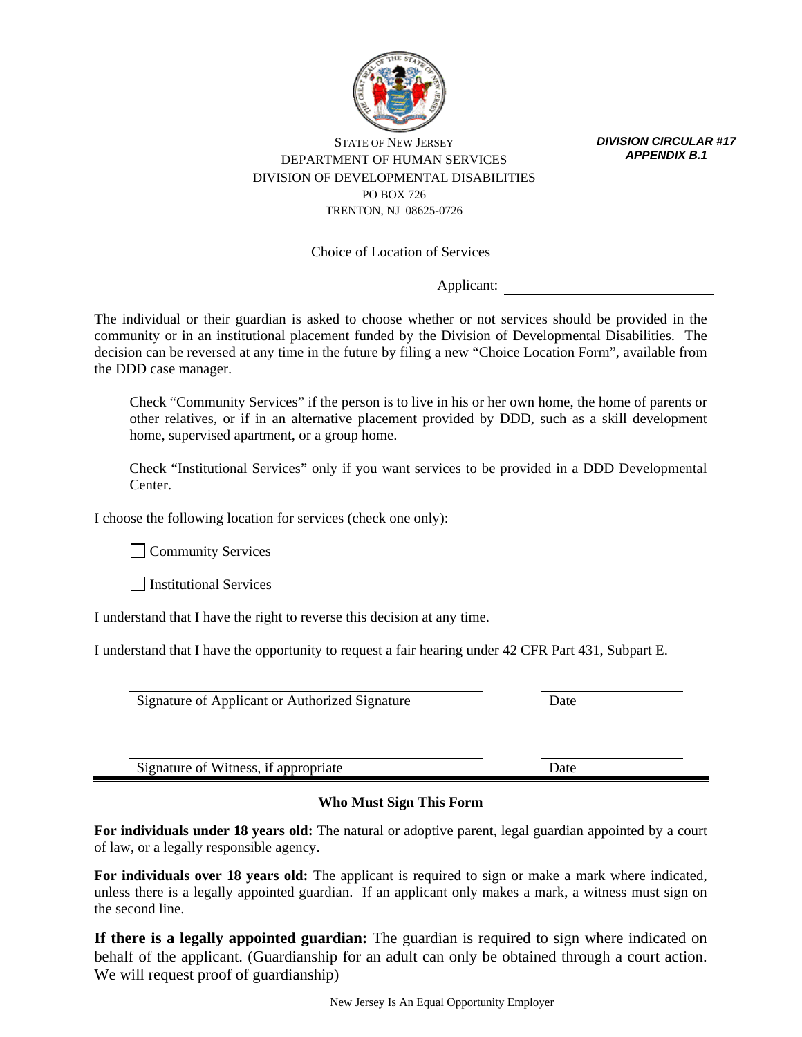STATE OF NEW JERSEY
DEPARTMENT OF HUMAN SERVICES
DIVISION OF DEVELOPMENTAL DISABILITIES
PO BOX 726
TRENTON, NJ 08625-0726

***DIVISION CIRCULAR #17***
***APPENDIX B.1***

Choice of Location of Services

Applicant: ______________________________

The individual or their guardian is asked to choose whether or not services should be provided in the community or in an institutional placement funded by the Division of Developmental Disabilities. The decision can be reversed at any time in the future by filing a new "Choice Location Form", available from the DDD case manager.

Check "Community Services" if the person is to live in his or her own home, the home of parents or other relatives, or if in an alternative placement provided by DDD, such as a skill development home, supervised apartment, or a group home.

Check "Institutional Services" only if you want services to be provided in a DDD Developmental Center.

I choose the following location for services (check one only):

☐ Community Services

☐ Institutional Services

I understand that I have the right to reverse this decision at any time.

I understand that I have the opportunity to request a fair hearing under 42 CFR Part 431, Subpart E.

______________________________________________ ____________________
Signature of Applicant or Authorized Signature Date

______________________________________________ ____________________
Signature of Witness, if appropriate Date

**Who Must Sign This Form**

**For individuals under 18 years old:** The natural or adoptive parent, legal guardian appointed by a court of law, or a legally responsible agency.

**For individuals over 18 years old:** The applicant is required to sign or make a mark where indicated, unless there is a legally appointed guardian. If an applicant only makes a mark, a witness must sign on the second line.

**If there is a legally appointed guardian:** The guardian is required to sign where indicated on behalf of the applicant. (Guardianship for an adult can only be obtained through a court action. We will request proof of guardianship)

New Jersey Is An Equal Opportunity Employer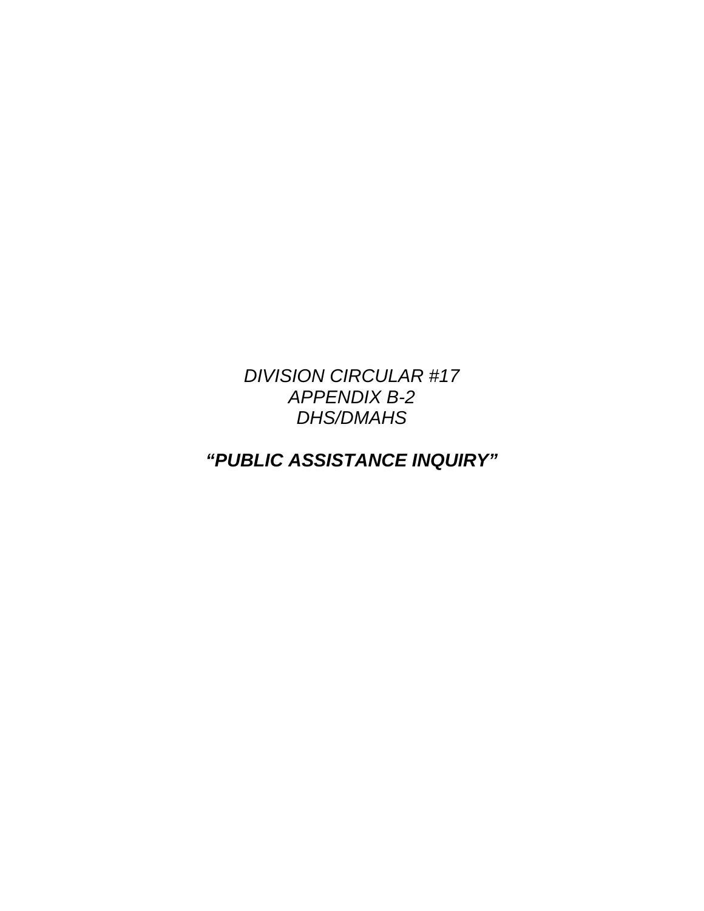*DIVISION CIRCULAR #17*
*APPENDIX B-2*
*DHS/DMAHS*

***"PUBLIC ASSISTANCE INQUIRY"***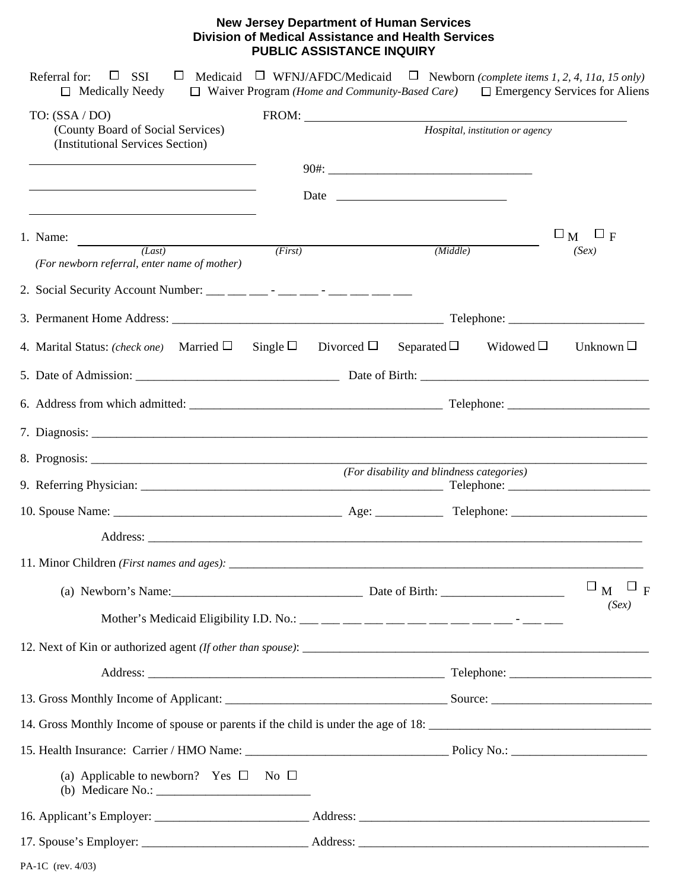**New Jersey Department of Human Services**
**Division of Medical Assistance and Health Services**
**PUBLIC ASSISTANCE INQUIRY**

Referral for: ☐ SSI ☐ Medicaid ☐ WFNJ/AFDC/Medicaid ☐ Newborn *(complete items 1, 2, 4, 11a, 15 only)*
☐ Medically Needy ☐ Waiver Program *(Home and Community-Based Care)* ☐ Emergency Services for Aliens

TO: (SSA / DO)
(County Board of Social Services)
(Institutional Services Section)

\_\_\_\_\_\_\_\_\_\_\_\_\_\_\_\_\_\_\_\_\_\_\_\_\_\_\_\_\_\_\_\_\_\_\_\_

\_\_\_\_\_\_\_\_\_\_\_\_\_\_\_\_\_\_\_\_\_\_\_\_\_\_\_\_\_\_\_\_\_\_\_\_

\_\_\_\_\_\_\_\_\_\_\_\_\_\_\_\_\_\_\_\_\_\_\_\_\_\_\_\_\_\_\_\_\_\_\_\_

FROM: \_\_\_\_\_\_\_\_\_\_\_\_\_\_\_\_\_\_\_\_\_\_\_\_\_\_\_\_\_\_\_\_\_\_\_\_\_\_\_\_\_\_\_\_\_\_\_\_
*Hospital, institution or agency*

90#: \_\_\_\_\_\_\_\_\_\_\_\_\_\_\_\_\_\_\_\_\_\_\_\_\_\_\_\_\_\_\_\_\_

Date \_\_\_\_\_\_\_\_\_\_\_\_\_\_\_\_\_\_\_\_\_\_\_\_\_\_\_\_\_

1. Name: \_\_\_\_\_\_\_\_\_\_\_\_\_\_\_\_\_\_\_\_\_\_\_\_\_\_\_\_\_\_\_\_\_\_\_\_\_\_\_\_\_\_\_\_\_\_\_\_\_\_\_\_\_\_\_\_\_\_\_\_ ☐ M ☐ F
*(Last) (First) (Middle) (Sex)*
*(For newborn referral, enter name of mother)*

2. Social Security Account Number: \_\_\_ \_\_\_ \_\_\_ - \_\_\_ \_\_\_ - \_\_\_ \_\_\_ \_\_\_ \_\_\_

3. Permanent Home Address: \_\_\_\_\_\_\_\_\_\_\_\_\_\_\_\_\_\_\_\_\_\_\_\_\_\_\_\_\_\_\_\_\_\_\_\_\_\_\_\_\_\_\_\_ Telephone: \_\_\_\_\_\_\_\_\_\_\_\_\_\_\_\_\_\_\_\_\_\_

4. Marital Status: *(check one)* Married ☐ Single ☐ Divorced ☐ Separated ☐ Widowed ☐ Unknown ☐

5. Date of Admission: \_\_\_\_\_\_\_\_\_\_\_\_\_\_\_\_\_\_\_\_\_\_\_\_\_\_\_\_\_\_\_\_\_ Date of Birth: \_\_\_\_\_\_\_\_\_\_\_\_\_\_\_\_\_\_\_\_\_\_\_\_\_\_\_\_\_\_\_\_\_\_\_\_\_

6. Address from which admitted: \_\_\_\_\_\_\_\_\_\_\_\_\_\_\_\_\_\_\_\_\_\_\_\_\_\_\_\_\_\_\_\_\_\_\_\_\_\_\_\_ Telephone: \_\_\_\_\_\_\_\_\_\_\_\_\_\_\_\_\_\_\_\_\_\_\_

7. Diagnosis: \_\_\_\_\_\_\_\_\_\_\_\_\_\_\_\_\_\_\_\_\_\_\_\_\_\_\_\_\_\_\_\_\_\_\_\_\_\_\_\_\_\_\_\_\_\_\_\_\_\_\_\_\_\_\_\_\_\_\_\_\_\_\_\_\_\_\_\_\_\_\_\_\_\_\_\_\_\_\_\_\_\_\_\_\_\_\_\_\_\_\_

8. Prognosis: \_\_\_\_\_\_\_\_\_\_\_\_\_\_\_\_\_\_\_\_\_\_\_\_\_\_\_\_\_\_\_\_\_\_\_\_\_\_\_\_\_\_\_\_\_\_\_\_\_\_\_\_\_\_\_\_\_\_\_\_\_\_\_\_\_\_\_\_\_\_\_\_\_\_\_\_\_\_\_\_\_\_\_\_\_\_\_\_\_\_
*(For disability and blindness categories)*

9. Referring Physician: \_\_\_\_\_\_\_\_\_\_\_\_\_\_\_\_\_\_\_\_\_\_\_\_\_\_\_\_\_\_\_\_\_\_\_\_\_\_\_\_\_\_\_\_\_\_\_\_\_ Telephone: \_\_\_\_\_\_\_\_\_\_\_\_\_\_\_\_\_\_\_\_\_\_\_

10. Spouse Name: \_\_\_\_\_\_\_\_\_\_\_\_\_\_\_\_\_\_\_\_\_\_\_\_\_\_\_\_\_\_\_\_\_\_\_\_\_\_ Age: \_\_\_\_\_\_\_\_\_\_\_ Telephone: \_\_\_\_\_\_\_\_\_\_\_\_\_\_\_\_\_\_\_\_\_\_

    Address: \_\_\_\_\_\_\_\_\_\_\_\_\_\_\_\_\_\_\_\_\_\_\_\_\_\_\_\_\_\_\_\_\_\_\_\_\_\_\_\_\_\_\_\_\_\_\_\_\_\_\_\_\_\_\_\_\_\_\_\_\_\_\_\_\_\_\_\_\_\_\_\_\_\_\_\_\_\_\_\_\_\_\_\_

11. Minor Children *(First names and ages):* \_\_\_\_\_\_\_\_\_\_\_\_\_\_\_\_\_\_\_\_\_\_\_\_\_\_\_\_\_\_\_\_\_\_\_\_\_\_\_\_\_\_\_\_\_\_\_\_\_\_\_\_\_\_\_\_\_\_\_\_\_\_\_\_\_\_\_\_\_\_\_

    (a) Newborn's Name:\_\_\_\_\_\_\_\_\_\_\_\_\_\_\_\_\_\_\_\_\_\_\_\_\_\_\_\_\_\_\_ Date of Birth: \_\_\_\_\_\_\_\_\_\_\_\_\_\_\_\_\_\_\_\_ ☐ M ☐ F
    *(Sex)*

    Mother's Medicaid Eligibility I.D. No.: \_\_\_ \_\_\_ \_\_\_ \_\_\_ \_\_\_ \_\_\_ \_\_\_ \_\_\_ \_\_\_ \_\_\_ - \_\_\_ \_\_\_

12. Next of Kin or authorized agent *(If other than spouse)*: \_\_\_\_\_\_\_\_\_\_\_\_\_\_\_\_\_\_\_\_\_\_\_\_\_\_\_\_\_\_\_\_\_\_\_\_\_\_\_\_\_\_\_\_\_\_\_\_\_\_\_\_\_\_\_\_\_\_

    Address: \_\_\_\_\_\_\_\_\_\_\_\_\_\_\_\_\_\_\_\_\_\_\_\_\_\_\_\_\_\_\_\_\_\_\_\_\_\_\_\_\_\_\_\_\_\_\_\_\_\_ Telephone: \_\_\_\_\_\_\_\_\_\_\_\_\_\_\_\_\_\_\_\_\_\_\_

13. Gross Monthly Income of Applicant: \_\_\_\_\_\_\_\_\_\_\_\_\_\_\_\_\_\_\_\_\_\_\_\_\_\_\_\_\_\_\_\_\_\_\_\_ Source: \_\_\_\_\_\_\_\_\_\_\_\_\_\_\_\_\_\_\_\_\_\_\_\_\_\_

14. Gross Monthly Income of spouse or parents if the child is under the age of 18: \_\_\_\_\_\_\_\_\_\_\_\_\_\_\_\_\_\_\_\_\_\_\_\_\_\_\_\_\_\_\_\_\_\_\_\_\_

15. Health Insurance: Carrier / HMO Name: \_\_\_\_\_\_\_\_\_\_\_\_\_\_\_\_\_\_\_\_\_\_\_\_\_\_\_\_\_\_\_\_\_ Policy No.: \_\_\_\_\_\_\_\_\_\_\_\_\_\_\_\_\_\_\_\_\_\_

    (a) Applicable to newborn? Yes ☐ No ☐
    (b) Medicare No.: \_\_\_\_\_\_\_\_\_\_\_\_\_\_\_\_\_\_\_\_\_\_\_\_\_

16. Applicant's Employer: \_\_\_\_\_\_\_\_\_\_\_\_\_\_\_\_\_\_\_\_\_\_\_\_\_ Address: \_\_\_\_\_\_\_\_\_\_\_\_\_\_\_\_\_\_\_\_\_\_\_\_\_\_\_\_\_\_\_\_\_\_\_\_\_\_\_\_\_\_\_\_\_\_\_\_

17. Spouse's Employer: \_\_\_\_\_\_\_\_\_\_\_\_\_\_\_\_\_\_\_\_\_\_\_\_\_\_\_ Address: \_\_\_\_\_\_\_\_\_\_\_\_\_\_\_\_\_\_\_\_\_\_\_\_\_\_\_\_\_\_\_\_\_\_\_\_\_\_\_\_\_\_\_\_\_\_\_\_

PA-1C (rev. 4/03)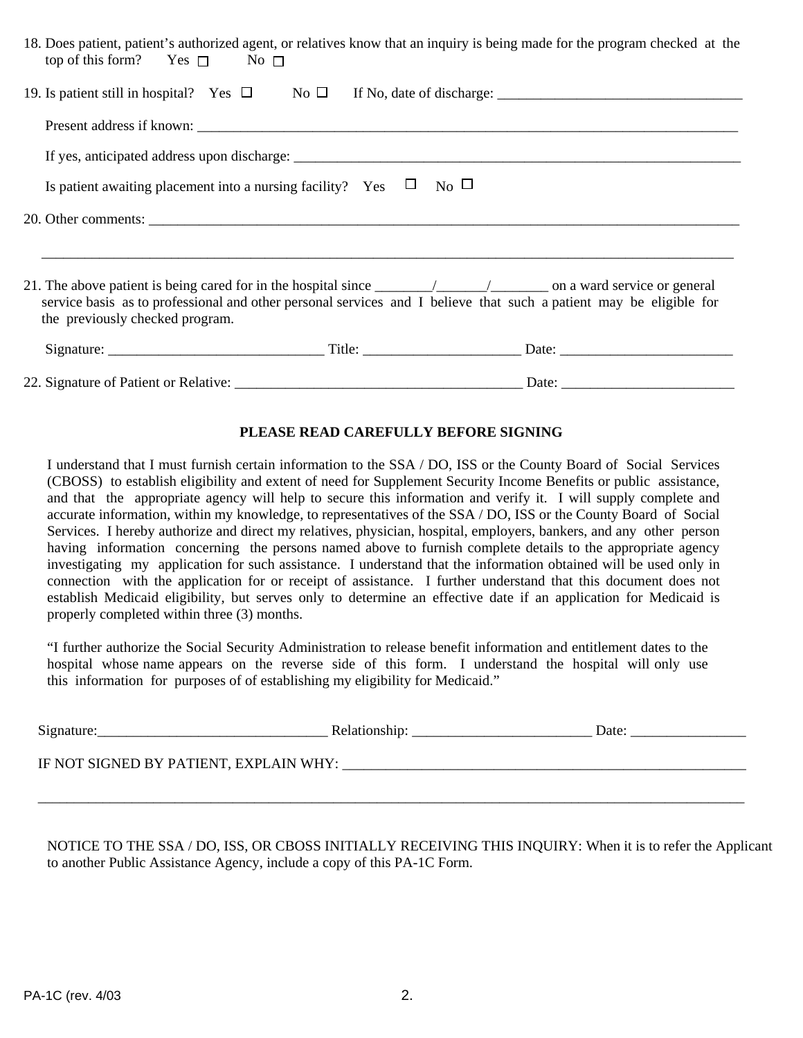18. Does patient, patient's authorized agent, or relatives know that an inquiry is being made for the program checked at the top of this form? Yes ☐ No ☐

19. Is patient still in hospital? Yes ☐ No ☐ If No, date of discharge: ___________________________________

Present address if known: ________________________________________________________________________________

If yes, anticipated address upon discharge: ____________________________________________________________________

Is patient awaiting placement into a nursing facility? Yes ☐ No ☐

20. Other comments: ________________________________________________________________________________________

_____________________________________________________________________________________________________

21. The above patient is being cared for in the hospital since ________/_______/________ on a ward service or general service basis as to professional and other personal services and I believe that such a patient may be eligible for the previously checked program.

Signature: _______________________________ Title: ______________________ Date: _________________________

22. Signature of Patient or Relative: __________________________________________ Date: _________________________

**PLEASE READ CAREFULLY BEFORE SIGNING**

I understand that I must furnish certain information to the SSA / DO, ISS or the County Board of Social Services (CBOSS) to establish eligibility and extent of need for Supplement Security Income Benefits or public assistance, and that the appropriate agency will help to secure this information and verify it. I will supply complete and accurate information, within my knowledge, to representatives of the SSA / DO, ISS or the County Board of Social Services. I hereby authorize and direct my relatives, physician, hospital, employers, bankers, and any other person having information concerning the persons named above to furnish complete details to the appropriate agency investigating my application for such assistance. I understand that the information obtained will be used only in connection with the application for or receipt of assistance. I further understand that this document does not establish Medicaid eligibility, but serves only to determine an effective date if an application for Medicaid is properly completed within three (3) months.

"I further authorize the Social Security Administration to release benefit information and entitlement dates to the hospital whose name appears on the reverse side of this form. I understand the hospital will only use this information for purposes of of establishing my eligibility for Medicaid."

Signature:________________________________ Relationship: _________________________ Date: ________________

IF NOT SIGNED BY PATIENT, EXPLAIN WHY: ____________________________________________________________

_____________________________________________________________________________________________________

NOTICE TO THE SSA / DO, ISS, OR CBOSS INITIALLY RECEIVING THIS INQUIRY: When it is to refer the Applicant to another Public Assistance Agency, include a copy of this PA-1C Form.

PA-1C (rev. 4/03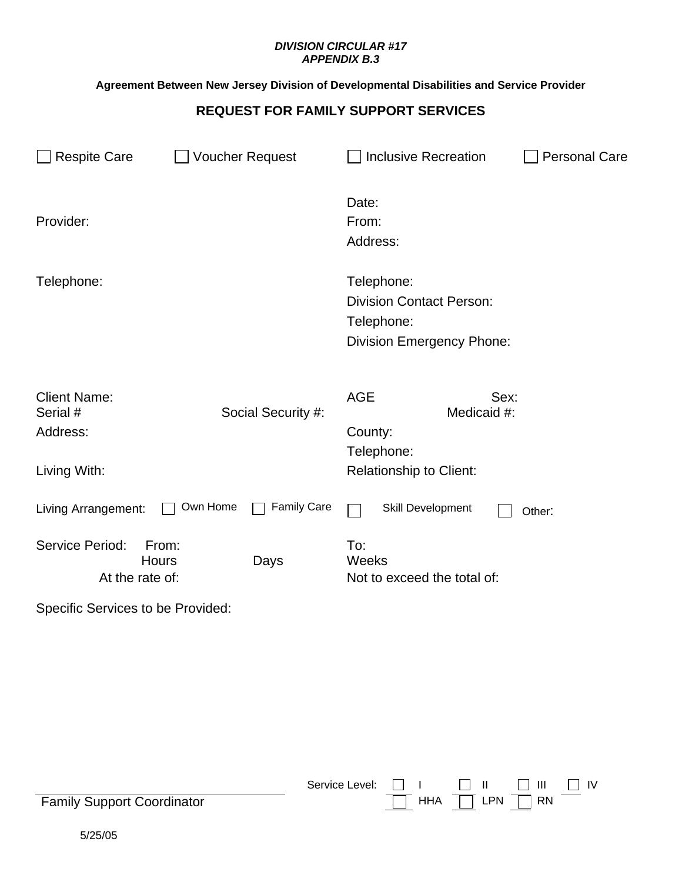***DIVISION CIRCULAR #17***
***APPENDIX B.3***

**Agreement Between New Jersey Division of Developmental Disabilities and Service Provider**

## REQUEST FOR FAMILY SUPPORT SERVICES

☐ Respite Care ☐ Voucher Request ☐ Inclusive Recreation ☐ Personal Care

Date:

Provider:

From:

Address:

Telephone:

Telephone:

Division Contact Person:

Telephone:

Division Emergency Phone:

Client Name: AGE Sex:

Serial # Social Security #: Medicaid #:

Address: County:

Telephone:

Living With: Relationship to Client:

Living Arrangement: ☐ Own Home ☐ Family Care ☐ Skill Development ☐ Other:

Service Period: From: To:

Hours Days Weeks

At the rate of: Not to exceed the total of:

Specific Services to be Provided:

Family Support Coordinator

Service Level: ☐ I ☐ II ☐ III ☐ IV

☐ HHA ☐ LPN ☐ RN

5/25/05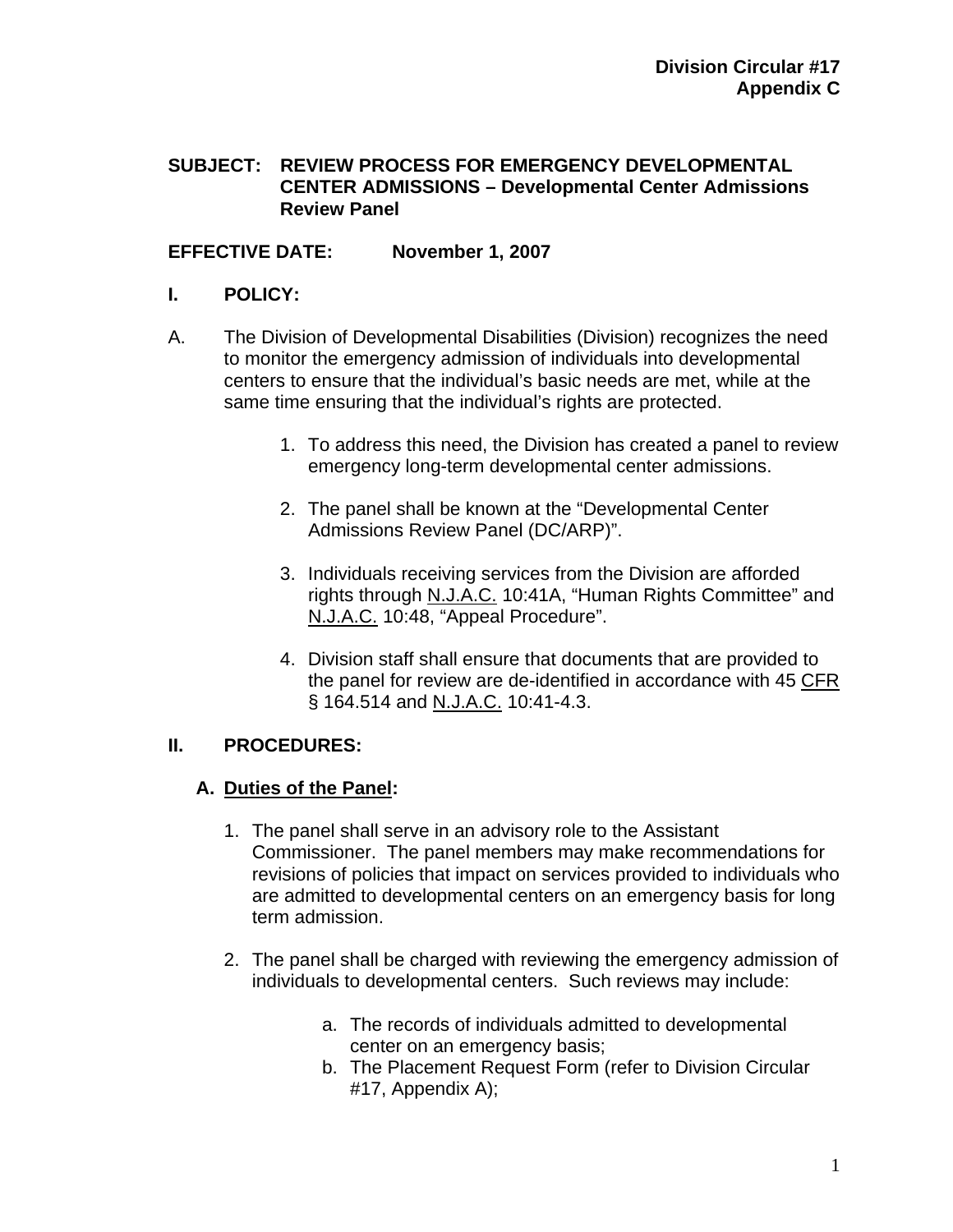**Division Circular #17**
**Appendix C**

**SUBJECT: REVIEW PROCESS FOR EMERGENCY DEVELOPMENTAL CENTER ADMISSIONS – Developmental Center Admissions Review Panel**

**EFFECTIVE DATE: November 1, 2007**

## I. POLICY:

A. The Division of Developmental Disabilities (Division) recognizes the need to monitor the emergency admission of individuals into developmental centers to ensure that the individual's basic needs are met, while at the same time ensuring that the individual's rights are protected.

1. To address this need, the Division has created a panel to review emergency long-term developmental center admissions.

2. The panel shall be known at the "Developmental Center Admissions Review Panel (DC/ARP)".

3. Individuals receiving services from the Division are afforded rights through N.J.A.C. 10:41A, "Human Rights Committee" and N.J.A.C. 10:48, "Appeal Procedure".

4. Division staff shall ensure that documents that are provided to the panel for review are de-identified in accordance with 45 CFR § 164.514 and N.J.A.C. 10:41-4.3.

## II. PROCEDURES:

### A. Duties of the Panel:

1. The panel shall serve in an advisory role to the Assistant Commissioner. The panel members may make recommendations for revisions of policies that impact on services provided to individuals who are admitted to developmental centers on an emergency basis for long term admission.

2. The panel shall be charged with reviewing the emergency admission of individuals to developmental centers. Such reviews may include:

   a. The records of individuals admitted to developmental center on an emergency basis;
   b. The Placement Request Form (refer to Division Circular #17, Appendix A);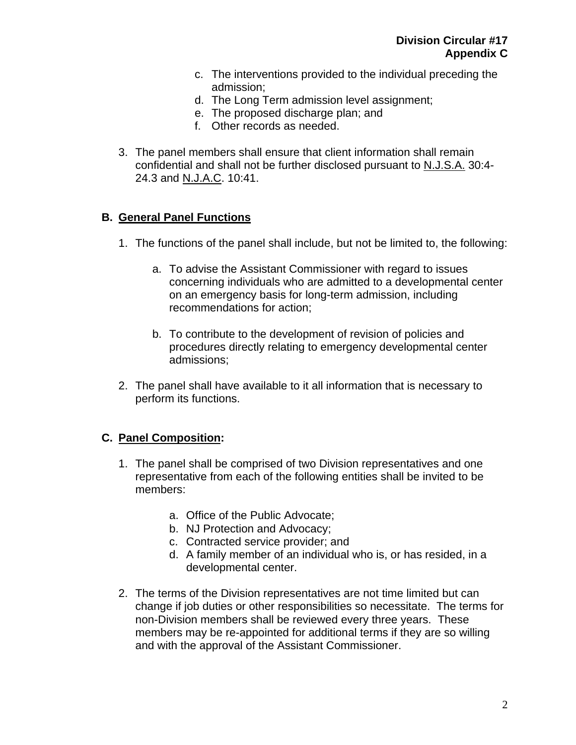c. The interventions provided to the individual preceding the admission;
d. The Long Term admission level assignment;
e. The proposed discharge plan; and
f. Other records as needed.

3. The panel members shall ensure that client information shall remain confidential and shall not be further disclosed pursuant to N.J.S.A. 30:4-24.3 and N.J.A.C. 10:41.

## B. General Panel Functions

1. The functions of the panel shall include, but not be limited to, the following:

   a. To advise the Assistant Commissioner with regard to issues concerning individuals who are admitted to a developmental center on an emergency basis for long-term admission, including recommendations for action;

   b. To contribute to the development of revision of policies and procedures directly relating to emergency developmental center admissions;

2. The panel shall have available to it all information that is necessary to perform its functions.

## C. Panel Composition:

1. The panel shall be comprised of two Division representatives and one representative from each of the following entities shall be invited to be members:

   a. Office of the Public Advocate;
   b. NJ Protection and Advocacy;
   c. Contracted service provider; and
   d. A family member of an individual who is, or has resided, in a developmental center.

2. The terms of the Division representatives are not time limited but can change if job duties or other responsibilities so necessitate. The terms for non-Division members shall be reviewed every three years. These members may be re-appointed for additional terms if they are so willing and with the approval of the Assistant Commissioner.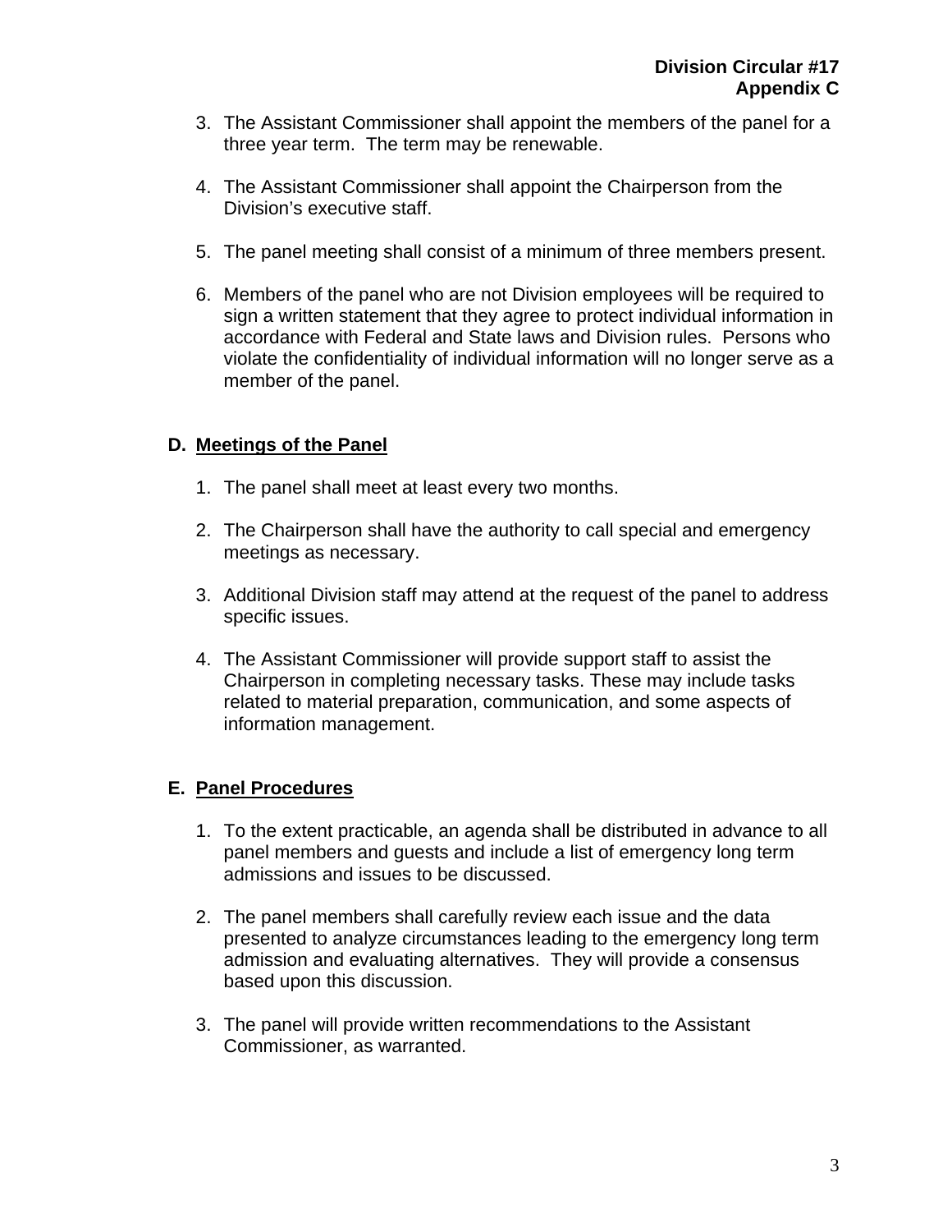3. The Assistant Commissioner shall appoint the members of the panel for a three year term. The term may be renewable.

4. The Assistant Commissioner shall appoint the Chairperson from the Division's executive staff.

5. The panel meeting shall consist of a minimum of three members present.

6. Members of the panel who are not Division employees will be required to sign a written statement that they agree to protect individual information in accordance with Federal and State laws and Division rules. Persons who violate the confidentiality of individual information will no longer serve as a member of the panel.

## D. Meetings of the Panel

1. The panel shall meet at least every two months.

2. The Chairperson shall have the authority to call special and emergency meetings as necessary.

3. Additional Division staff may attend at the request of the panel to address specific issues.

4. The Assistant Commissioner will provide support staff to assist the Chairperson in completing necessary tasks. These may include tasks related to material preparation, communication, and some aspects of information management.

## E. Panel Procedures

1. To the extent practicable, an agenda shall be distributed in advance to all panel members and guests and include a list of emergency long term admissions and issues to be discussed.

2. The panel members shall carefully review each issue and the data presented to analyze circumstances leading to the emergency long term admission and evaluating alternatives. They will provide a consensus based upon this discussion.

3. The panel will provide written recommendations to the Assistant Commissioner, as warranted.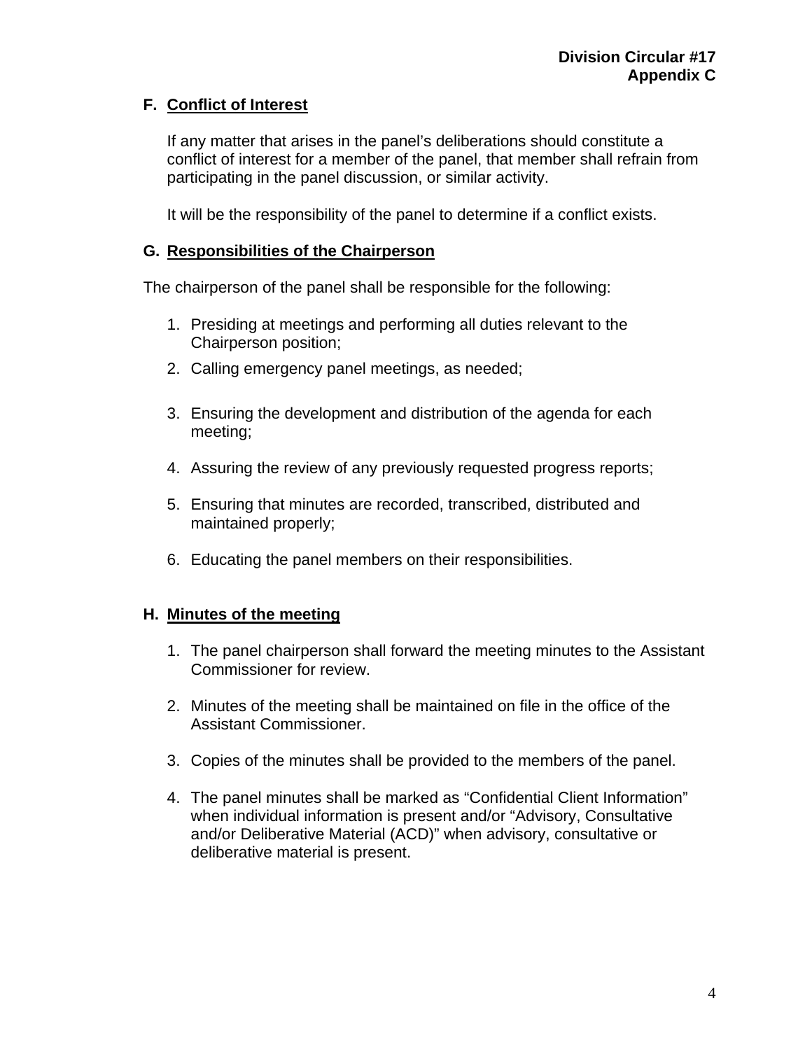**F. Conflict of Interest**

If any matter that arises in the panel's deliberations should constitute a conflict of interest for a member of the panel, that member shall refrain from participating in the panel discussion, or similar activity.

It will be the responsibility of the panel to determine if a conflict exists.

**G. Responsibilities of the Chairperson**

The chairperson of the panel shall be responsible for the following:

1. Presiding at meetings and performing all duties relevant to the Chairperson position;
2. Calling emergency panel meetings, as needed;
3. Ensuring the development and distribution of the agenda for each meeting;
4. Assuring the review of any previously requested progress reports;
5. Ensuring that minutes are recorded, transcribed, distributed and maintained properly;
6. Educating the panel members on their responsibilities.

**H. Minutes of the meeting**

1. The panel chairperson shall forward the meeting minutes to the Assistant Commissioner for review.
2. Minutes of the meeting shall be maintained on file in the office of the Assistant Commissioner.
3. Copies of the minutes shall be provided to the members of the panel.
4. The panel minutes shall be marked as "Confidential Client Information" when individual information is present and/or "Advisory, Consultative and/or Deliberative Material (ACD)" when advisory, consultative or deliberative material is present.